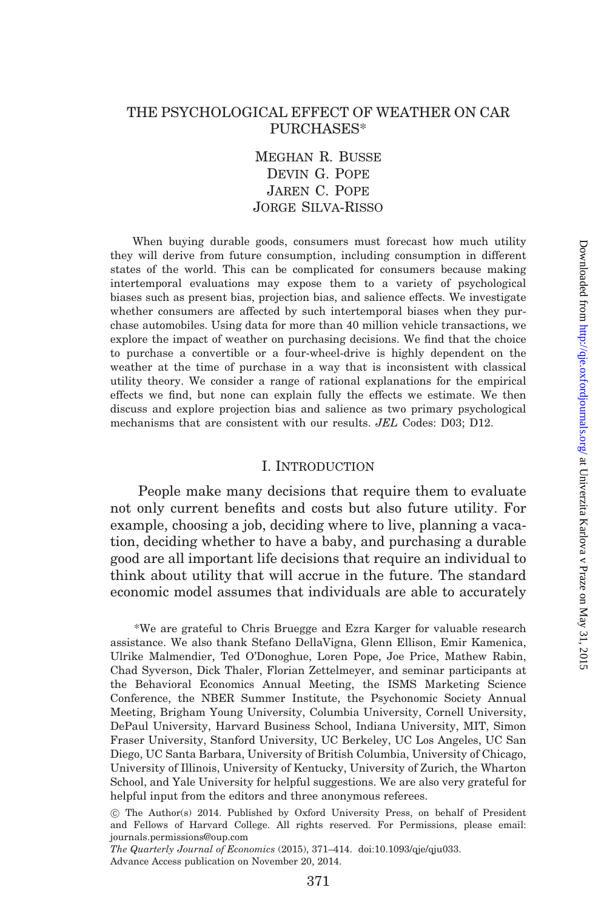# THE PSYCHOLOGICAL EFFECT OF WEATHER ON CAR PURCHASES*

MEGHAN R. BUSSE
DEVIN G. POPE
JAREN C. POPE
JORGE SILVA-RISSO

When buying durable goods, consumers must forecast how much utility they will derive from future consumption, including consumption in different states of the world. This can be complicated for consumers because making intertemporal evaluations may expose them to a variety of psychological biases such as present bias, projection bias, and salience effects. We investigate whether consumers are affected by such intertemporal biases when they purchase automobiles. Using data for more than 40 million vehicle transactions, we explore the impact of weather on purchasing decisions. We find that the choice to purchase a convertible or a four-wheel-drive is highly dependent on the weather at the time of purchase in a way that is inconsistent with classical utility theory. We consider a range of rational explanations for the empirical effects we find, but none can explain fully the effects we estimate. We then discuss and explore projection bias and salience as two primary psychological mechanisms that are consistent with our results. *JEL* Codes: D03; D12.

## I. INTRODUCTION

People make many decisions that require them to evaluate not only current benefits and costs but also future utility. For example, choosing a job, deciding where to live, planning a vacation, deciding whether to have a baby, and purchasing a durable good are all important life decisions that require an individual to think about utility that will accrue in the future. The standard economic model assumes that individuals are able to accurately

*We are grateful to Chris Bruegge and Ezra Karger for valuable research assistance. We also thank Stefano DellaVigna, Glenn Ellison, Emir Kamenica, Ulrike Malmendier, Ted O'Donoghue, Loren Pope, Joe Price, Mathew Rabin, Chad Syverson, Dick Thaler, Florian Zettelmeyer, and seminar participants at the Behavioral Economics Annual Meeting, the ISMS Marketing Science Conference, the NBER Summer Institute, the Psychonomic Society Annual Meeting, Brigham Young University, Columbia University, Cornell University, DePaul University, Harvard Business School, Indiana University, MIT, Simon Fraser University, Stanford University, UC Berkeley, UC Los Angeles, UC San Diego, UC Santa Barbara, University of British Columbia, University of Chicago, University of Illinois, University of Kentucky, University of Zurich, the Wharton School, and Yale University for helpful suggestions. We are also very grateful for helpful input from the editors and three anonymous referees.

© The Author(s) 2014. Published by Oxford University Press, on behalf of President and Fellows of Harvard College. All rights reserved. For Permissions, please email: journals.permissions@oup.com

*The Quarterly Journal of Economics* (2015), 371–414. doi:10.1093/qje/qju033.
Advance Access publication on November 20, 2014.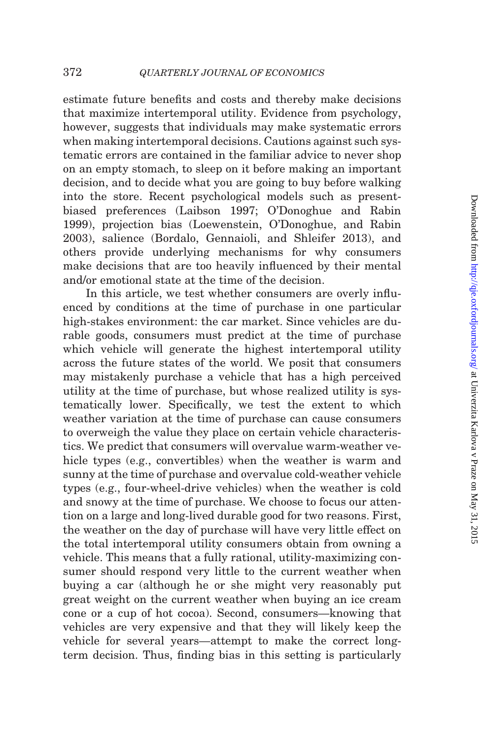estimate future benefits and costs and thereby make decisions that maximize intertemporal utility. Evidence from psychology, however, suggests that individuals may make systematic errors when making intertemporal decisions. Cautions against such systematic errors are contained in the familiar advice to never shop on an empty stomach, to sleep on it before making an important decision, and to decide what you are going to buy before walking into the store. Recent psychological models such as present-biased preferences (Laibson 1997; O'Donoghue and Rabin 1999), projection bias (Loewenstein, O'Donoghue, and Rabin 2003), salience (Bordalo, Gennaioli, and Shleifer 2013), and others provide underlying mechanisms for why consumers make decisions that are too heavily influenced by their mental and/or emotional state at the time of the decision.

In this article, we test whether consumers are overly influenced by conditions at the time of purchase in one particular high-stakes environment: the car market. Since vehicles are durable goods, consumers must predict at the time of purchase which vehicle will generate the highest intertemporal utility across the future states of the world. We posit that consumers may mistakenly purchase a vehicle that has a high perceived utility at the time of purchase, but whose realized utility is systematically lower. Specifically, we test the extent to which weather variation at the time of purchase can cause consumers to overweigh the value they place on certain vehicle characteristics. We predict that consumers will overvalue warm-weather vehicle types (e.g., convertibles) when the weather is warm and sunny at the time of purchase and overvalue cold-weather vehicle types (e.g., four-wheel-drive vehicles) when the weather is cold and snowy at the time of purchase. We choose to focus our attention on a large and long-lived durable good for two reasons. First, the weather on the day of purchase will have very little effect on the total intertemporal utility consumers obtain from owning a vehicle. This means that a fully rational, utility-maximizing consumer should respond very little to the current weather when buying a car (although he or she might very reasonably put great weight on the current weather when buying an ice cream cone or a cup of hot cocoa). Second, consumers—knowing that vehicles are very expensive and that they will likely keep the vehicle for several years—attempt to make the correct long-term decision. Thus, finding bias in this setting is particularly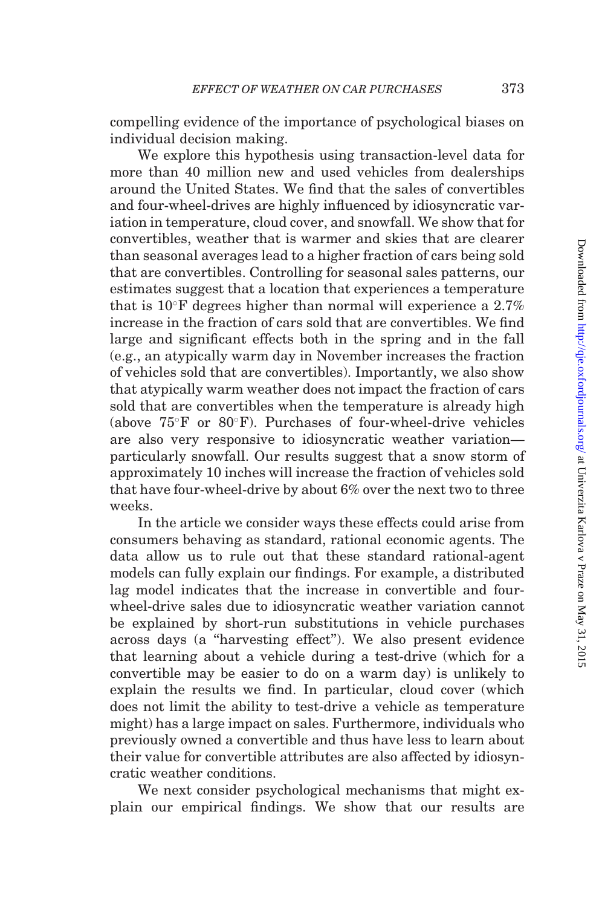compelling evidence of the importance of psychological biases on individual decision making.

We explore this hypothesis using transaction-level data for more than 40 million new and used vehicles from dealerships around the United States. We find that the sales of convertibles and four-wheel-drives are highly influenced by idiosyncratic variation in temperature, cloud cover, and snowfall. We show that for convertibles, weather that is warmer and skies that are clearer than seasonal averages lead to a higher fraction of cars being sold that are convertibles. Controlling for seasonal sales patterns, our estimates suggest that a location that experiences a temperature that is 10°F degrees higher than normal will experience a 2.7% increase in the fraction of cars sold that are convertibles. We find large and significant effects both in the spring and in the fall (e.g., an atypically warm day in November increases the fraction of vehicles sold that are convertibles). Importantly, we also show that atypically warm weather does not impact the fraction of cars sold that are convertibles when the temperature is already high (above 75°F or 80°F). Purchases of four-wheel-drive vehicles are also very responsive to idiosyncratic weather variation—particularly snowfall. Our results suggest that a snow storm of approximately 10 inches will increase the fraction of vehicles sold that have four-wheel-drive by about 6% over the next two to three weeks.

In the article we consider ways these effects could arise from consumers behaving as standard, rational economic agents. The data allow us to rule out that these standard rational-agent models can fully explain our findings. For example, a distributed lag model indicates that the increase in convertible and four-wheel-drive sales due to idiosyncratic weather variation cannot be explained by short-run substitutions in vehicle purchases across days (a "harvesting effect"). We also present evidence that learning about a vehicle during a test-drive (which for a convertible may be easier to do on a warm day) is unlikely to explain the results we find. In particular, cloud cover (which does not limit the ability to test-drive a vehicle as temperature might) has a large impact on sales. Furthermore, individuals who previously owned a convertible and thus have less to learn about their value for convertible attributes are also affected by idiosyncratic weather conditions.

We next consider psychological mechanisms that might explain our empirical findings. We show that our results are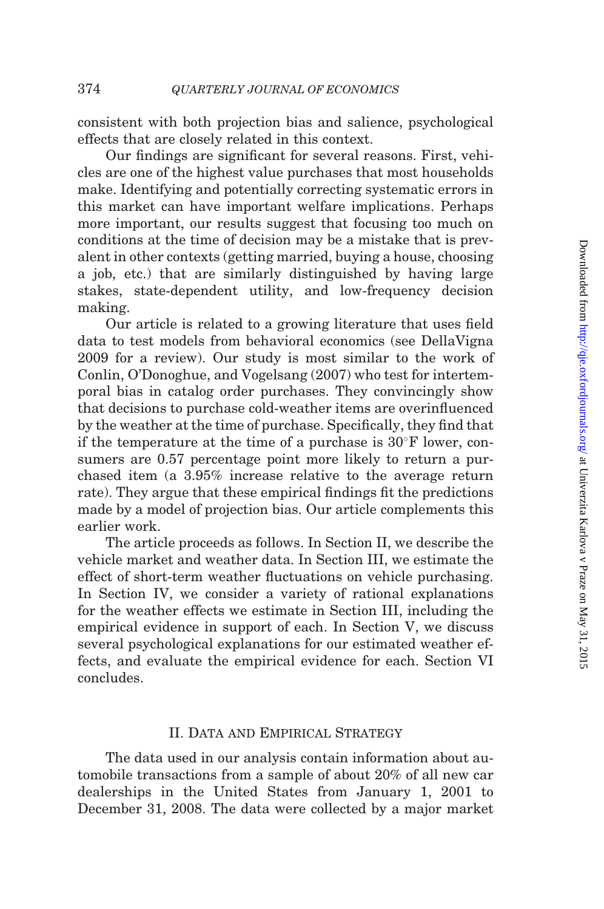consistent with both projection bias and salience, psychological effects that are closely related in this context.

Our findings are significant for several reasons. First, vehicles are one of the highest value purchases that most households make. Identifying and potentially correcting systematic errors in this market can have important welfare implications. Perhaps more important, our results suggest that focusing too much on conditions at the time of decision may be a mistake that is prevalent in other contexts (getting married, buying a house, choosing a job, etc.) that are similarly distinguished by having large stakes, state-dependent utility, and low-frequency decision making.

Our article is related to a growing literature that uses field data to test models from behavioral economics (see DellaVigna 2009 for a review). Our study is most similar to the work of Conlin, O'Donoghue, and Vogelsang (2007) who test for intertemporal bias in catalog order purchases. They convincingly show that decisions to purchase cold-weather items are overinfluenced by the weather at the time of purchase. Specifically, they find that if the temperature at the time of a purchase is 30°F lower, consumers are 0.57 percentage point more likely to return a purchased item (a 3.95% increase relative to the average return rate). They argue that these empirical findings fit the predictions made by a model of projection bias. Our article complements this earlier work.

The article proceeds as follows. In Section II, we describe the vehicle market and weather data. In Section III, we estimate the effect of short-term weather fluctuations on vehicle purchasing. In Section IV, we consider a variety of rational explanations for the weather effects we estimate in Section III, including the empirical evidence in support of each. In Section V, we discuss several psychological explanations for our estimated weather effects, and evaluate the empirical evidence for each. Section VI concludes.

## II. Data and Empirical Strategy

The data used in our analysis contain information about automobile transactions from a sample of about 20% of all new car dealerships in the United States from January 1, 2001 to December 31, 2008. The data were collected by a major market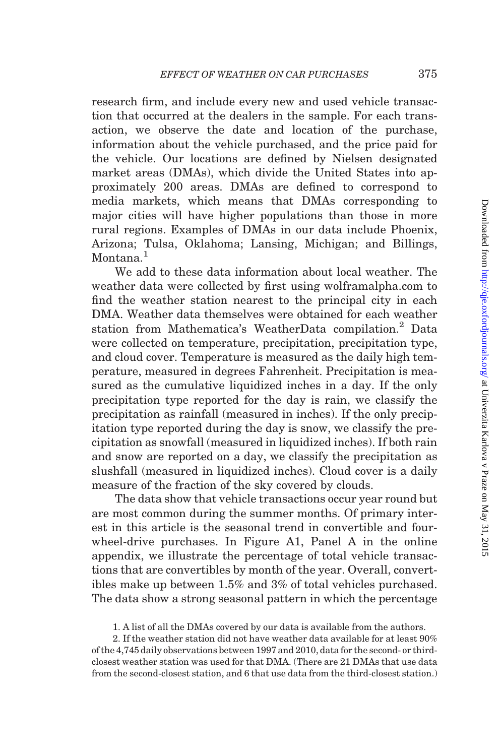research firm, and include every new and used vehicle transaction that occurred at the dealers in the sample. For each transaction, we observe the date and location of the purchase, information about the vehicle purchased, and the price paid for the vehicle. Our locations are defined by Nielsen designated market areas (DMAs), which divide the United States into approximately 200 areas. DMAs are defined to correspond to media markets, which means that DMAs corresponding to major cities will have higher populations than those in more rural regions. Examples of DMAs in our data include Phoenix, Arizona; Tulsa, Oklahoma; Lansing, Michigan; and Billings, Montana.[1]

We add to these data information about local weather. The weather data were collected by first using wolframalpha.com to find the weather station nearest to the principal city in each DMA. Weather data themselves were obtained for each weather station from Mathematica's WeatherData compilation.[2] Data were collected on temperature, precipitation, precipitation type, and cloud cover. Temperature is measured as the daily high temperature, measured in degrees Fahrenheit. Precipitation is measured as the cumulative liquidized inches in a day. If the only precipitation type reported for the day is rain, we classify the precipitation as rainfall (measured in inches). If the only precipitation type reported during the day is snow, we classify the precipitation as snowfall (measured in liquidized inches). If both rain and snow are reported on a day, we classify the precipitation as slushfall (measured in liquidized inches). Cloud cover is a daily measure of the fraction of the sky covered by clouds.

The data show that vehicle transactions occur year round but are most common during the summer months. Of primary interest in this article is the seasonal trend in convertible and four-wheel-drive purchases. In Figure A1, Panel A in the online appendix, we illustrate the percentage of total vehicle transactions that are convertibles by month of the year. Overall, convertibles make up between 1.5% and 3% of total vehicles purchased. The data show a strong seasonal pattern in which the percentage

1. A list of all the DMAs covered by our data is available from the authors.

2. If the weather station did not have weather data available for at least 90% of the 4,745 daily observations between 1997 and 2010, data for the second- or third-closest weather station was used for that DMA. (There are 21 DMAs that use data from the second-closest station, and 6 that use data from the third-closest station.)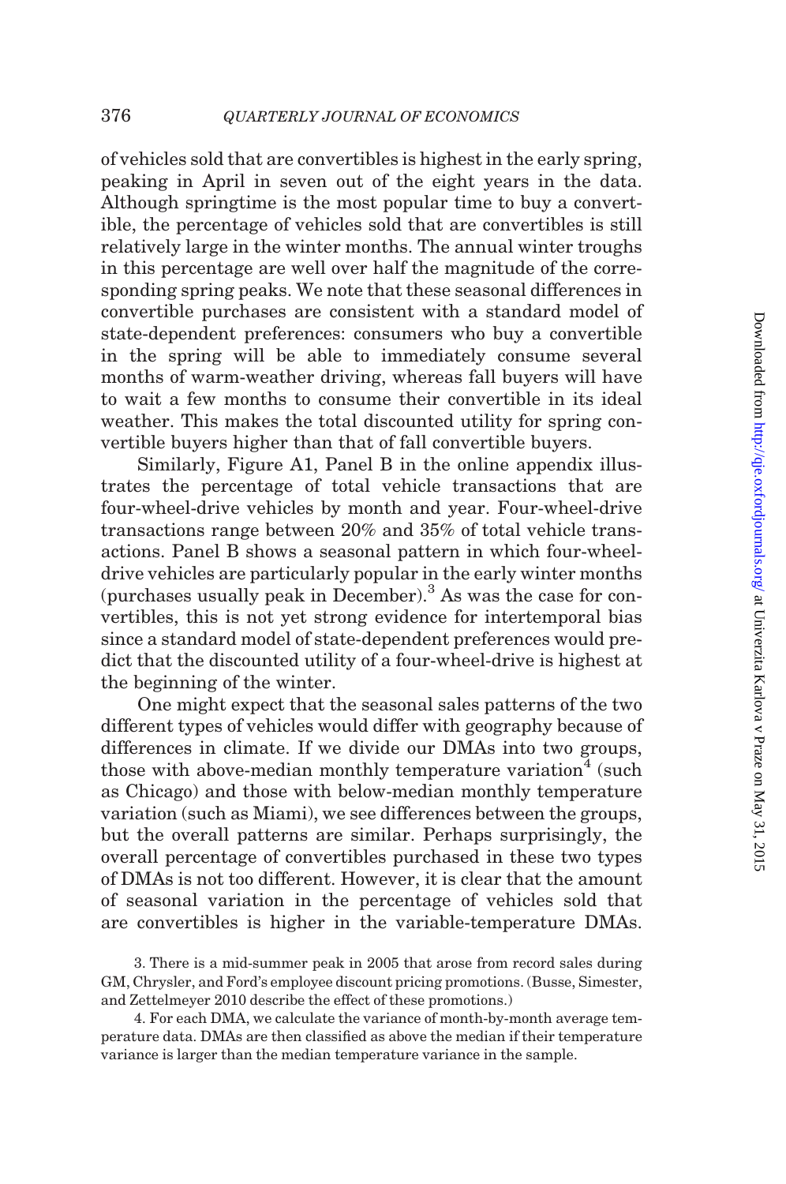of vehicles sold that are convertibles is highest in the early spring, peaking in April in seven out of the eight years in the data. Although springtime is the most popular time to buy a convertible, the percentage of vehicles sold that are convertibles is still relatively large in the winter months. The annual winter troughs in this percentage are well over half the magnitude of the corresponding spring peaks. We note that these seasonal differences in convertible purchases are consistent with a standard model of state-dependent preferences: consumers who buy a convertible in the spring will be able to immediately consume several months of warm-weather driving, whereas fall buyers will have to wait a few months to consume their convertible in its ideal weather. This makes the total discounted utility for spring convertible buyers higher than that of fall convertible buyers.

Similarly, Figure A1, Panel B in the online appendix illustrates the percentage of total vehicle transactions that are four-wheel-drive vehicles by month and year. Four-wheel-drive transactions range between 20% and 35% of total vehicle transactions. Panel B shows a seasonal pattern in which four-wheel-drive vehicles are particularly popular in the early winter months (purchases usually peak in December).[3] As was the case for convertibles, this is not yet strong evidence for intertemporal bias since a standard model of state-dependent preferences would predict that the discounted utility of a four-wheel-drive is highest at the beginning of the winter.

One might expect that the seasonal sales patterns of the two different types of vehicles would differ with geography because of differences in climate. If we divide our DMAs into two groups, those with above-median monthly temperature variation[4] (such as Chicago) and those with below-median monthly temperature variation (such as Miami), we see differences between the groups, but the overall patterns are similar. Perhaps surprisingly, the overall percentage of convertibles purchased in these two types of DMAs is not too different. However, it is clear that the amount of seasonal variation in the percentage of vehicles sold that are convertibles is higher in the variable-temperature DMAs.

3. There is a mid-summer peak in 2005 that arose from record sales during GM, Chrysler, and Ford's employee discount pricing promotions. (Busse, Simester, and Zettelmeyer 2010 describe the effect of these promotions.)

4. For each DMA, we calculate the variance of month-by-month average temperature data. DMAs are then classified as above the median if their temperature variance is larger than the median temperature variance in the sample.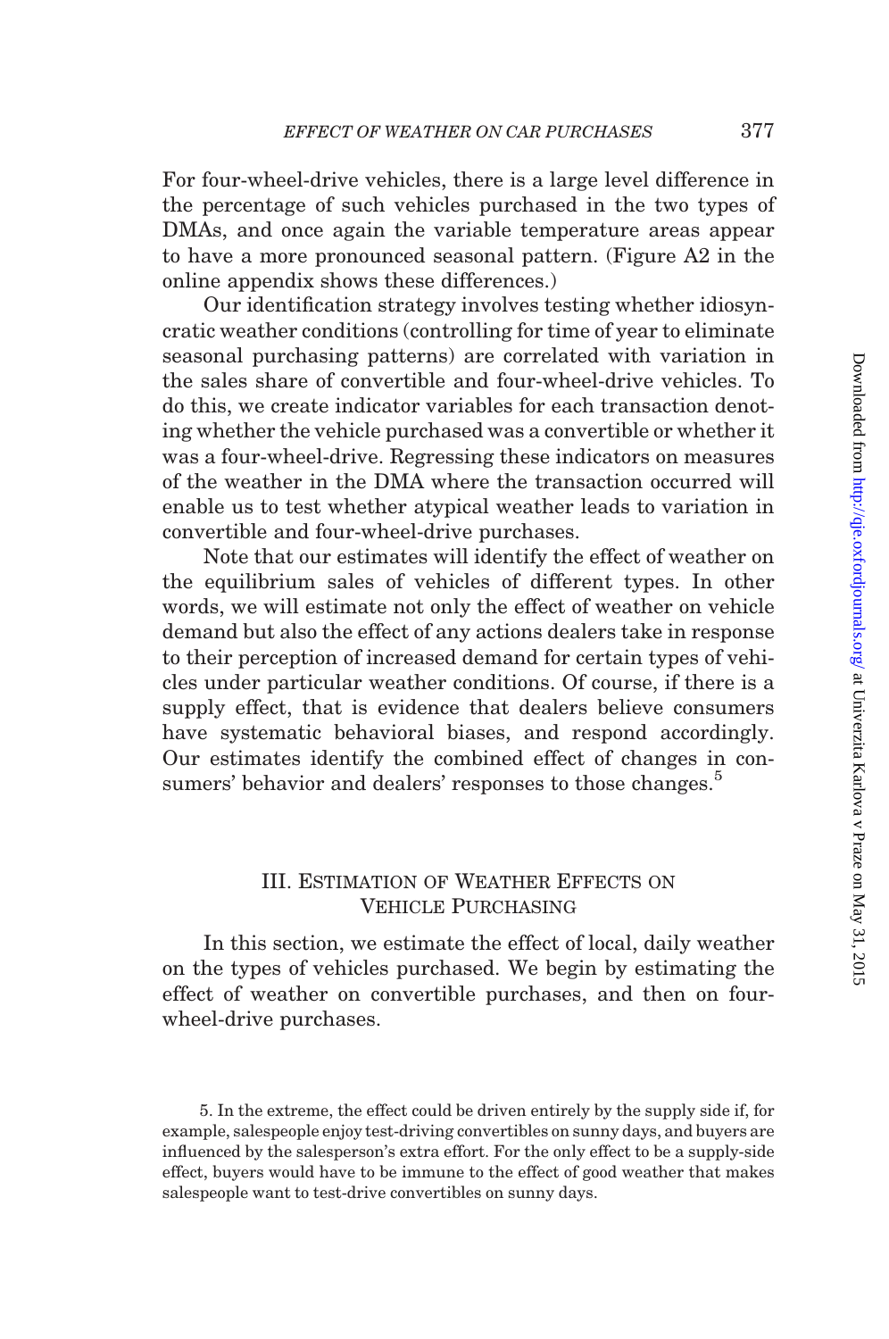For four-wheel-drive vehicles, there is a large level difference in the percentage of such vehicles purchased in the two types of DMAs, and once again the variable temperature areas appear to have a more pronounced seasonal pattern. (Figure A2 in the online appendix shows these differences.)

Our identification strategy involves testing whether idiosyncratic weather conditions (controlling for time of year to eliminate seasonal purchasing patterns) are correlated with variation in the sales share of convertible and four-wheel-drive vehicles. To do this, we create indicator variables for each transaction denoting whether the vehicle purchased was a convertible or whether it was a four-wheel-drive. Regressing these indicators on measures of the weather in the DMA where the transaction occurred will enable us to test whether atypical weather leads to variation in convertible and four-wheel-drive purchases.

Note that our estimates will identify the effect of weather on the equilibrium sales of vehicles of different types. In other words, we will estimate not only the effect of weather on vehicle demand but also the effect of any actions dealers take in response to their perception of increased demand for certain types of vehicles under particular weather conditions. Of course, if there is a supply effect, that is evidence that dealers believe consumers have systematic behavioral biases, and respond accordingly. Our estimates identify the combined effect of changes in consumers' behavior and dealers' responses to those changes.[5]

## III. Estimation of Weather Effects on Vehicle Purchasing

In this section, we estimate the effect of local, daily weather on the types of vehicles purchased. We begin by estimating the effect of weather on convertible purchases, and then on four-wheel-drive purchases.

5. In the extreme, the effect could be driven entirely by the supply side if, for example, salespeople enjoy test-driving convertibles on sunny days, and buyers are influenced by the salesperson's extra effort. For the only effect to be a supply-side effect, buyers would have to be immune to the effect of good weather that makes salespeople want to test-drive convertibles on sunny days.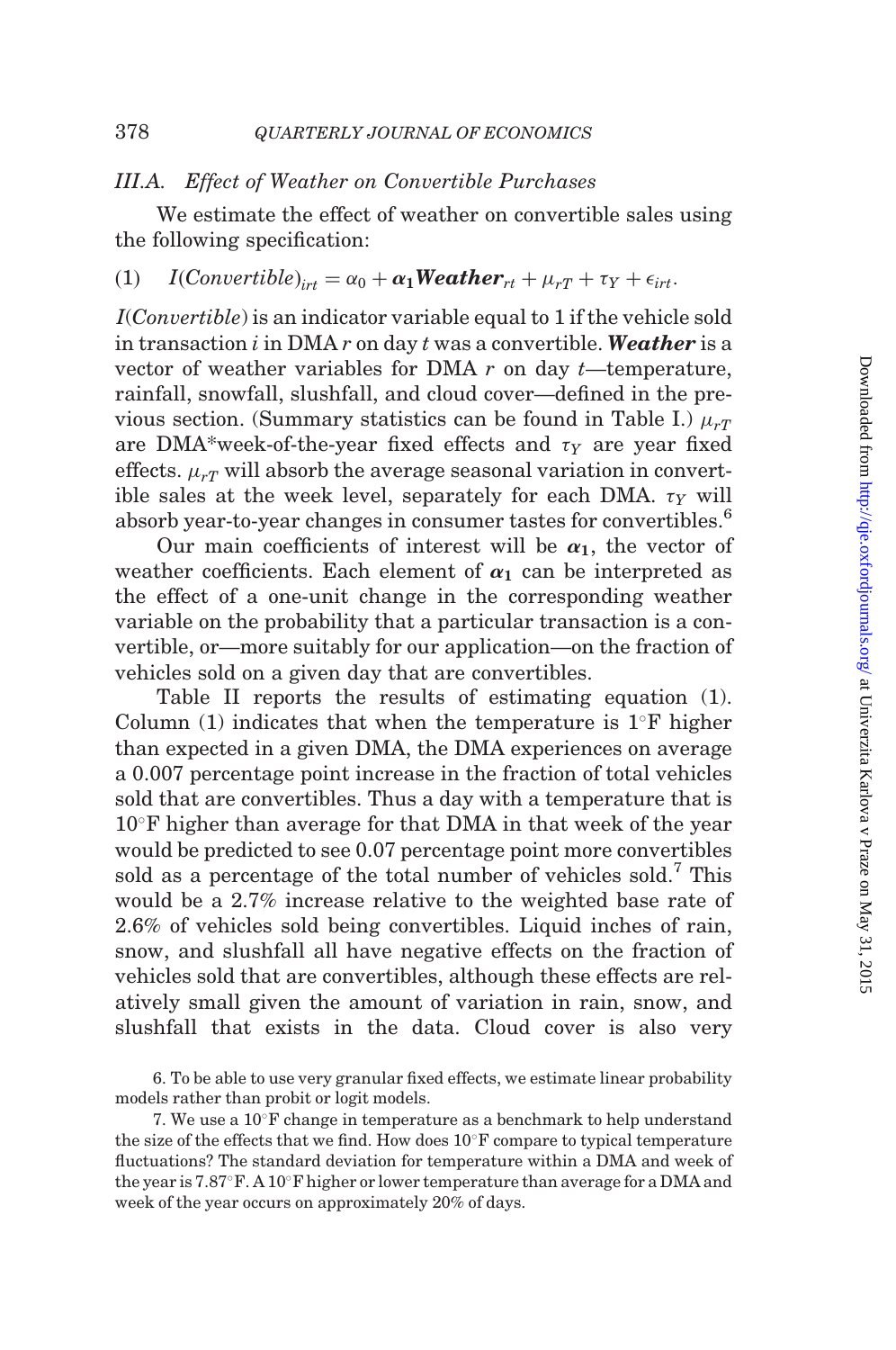### III.A. Effect of Weather on Convertible Purchases

We estimate the effect of weather on convertible sales using the following specification:

$$(1) \quad I(Convertible)_{irt} = \alpha_0 + \boldsymbol{\alpha_1} \boldsymbol{Weather}_{rt} + \mu_{rT} + \tau_Y + \epsilon_{irt}.$$

$I(Convertible)$ is an indicator variable equal to 1 if the vehicle sold in transaction $i$ in DMA $r$ on day $t$ was a convertible. $\boldsymbol{Weather}$ is a vector of weather variables for DMA $r$ on day $t$—temperature, rainfall, snowfall, slushfall, and cloud cover—defined in the previous section. (Summary statistics can be found in Table I.) $\mu_{rT}$ are DMA*week-of-the-year fixed effects and $\tau_Y$ are year fixed effects. $\mu_{rT}$ will absorb the average seasonal variation in convertible sales at the week level, separately for each DMA. $\tau_Y$ will absorb year-to-year changes in consumer tastes for convertibles.[6]

Our main coefficients of interest will be $\boldsymbol{\alpha_1}$, the vector of weather coefficients. Each element of $\boldsymbol{\alpha_1}$ can be interpreted as the effect of a one-unit change in the corresponding weather variable on the probability that a particular transaction is a convertible, or—more suitably for our application—on the fraction of vehicles sold on a given day that are convertibles.

Table II reports the results of estimating equation (1). Column (1) indicates that when the temperature is 1°F higher than expected in a given DMA, the DMA experiences on average a 0.007 percentage point increase in the fraction of total vehicles sold that are convertibles. Thus a day with a temperature that is 10°F higher than average for that DMA in that week of the year would be predicted to see 0.07 percentage point more convertibles sold as a percentage of the total number of vehicles sold.[7] This would be a 2.7% increase relative to the weighted base rate of 2.6% of vehicles sold being convertibles. Liquid inches of rain, snow, and slushfall all have negative effects on the fraction of vehicles sold that are convertibles, although these effects are relatively small given the amount of variation in rain, snow, and slushfall that exists in the data. Cloud cover is also very

6. To be able to use very granular fixed effects, we estimate linear probability models rather than probit or logit models.

7. We use a 10°F change in temperature as a benchmark to help understand the size of the effects that we find. How does 10°F compare to typical temperature fluctuations? The standard deviation for temperature within a DMA and week of the year is 7.87°F. A 10°F higher or lower temperature than average for a DMA and week of the year occurs on approximately 20% of days.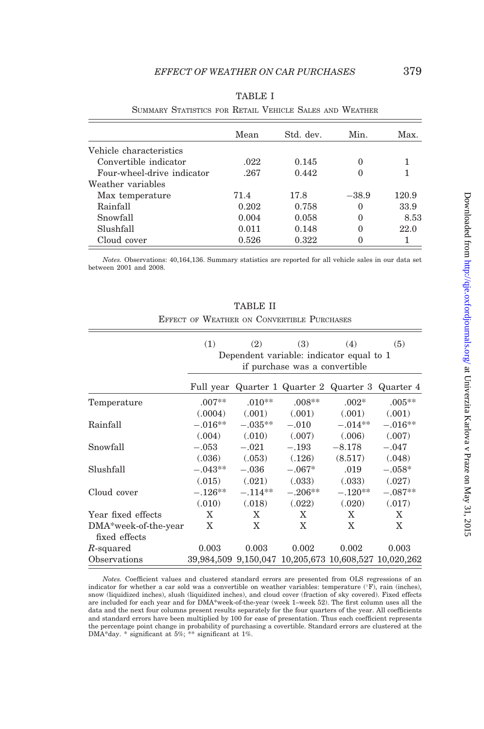TABLE I

Summary Statistics for Retail Vehicle Sales and Weather

| | Mean | Std. dev. | Min. | Max. |
|---|---|---|---|---|
| Vehicle characteristics | | | | |
| Convertible indicator | .022 | 0.145 | 0 | 1 |
| Four-wheel-drive indicator | .267 | 0.442 | 0 | 1 |
| Weather variables | | | | |
| Max temperature | 71.4 | 17.8 | −38.9 | 120.9 |
| Rainfall | 0.202 | 0.758 | 0 | 33.9 |
| Snowfall | 0.004 | 0.058 | 0 | 8.53 |
| Slushfall | 0.011 | 0.148 | 0 | 22.0 |
| Cloud cover | 0.526 | 0.322 | 0 | 1 |

*Notes.* Observations: 40,164,136. Summary statistics are reported for all vehicle sales in our data set between 2001 and 2008.

TABLE II

Effect of Weather on Convertible Purchases

| | (1) | (2) | (3) | (4) | (5) |
|---|---|---|---|---|---|
| | Dependent variable: indicator equal to 1 if purchase was a convertible | | | | |
| | Full year | Quarter 1 | Quarter 2 | Quarter 3 | Quarter 4 |
| Temperature | .007** | .010** | .008** | .002* | .005** |
| | (.0004) | (.001) | (.001) | (.001) | (.001) |
| Rainfall | −.016** | −.035** | −.010 | −.014** | −.016** |
| | (.004) | (.010) | (.007) | (.006) | (.007) |
| Snowfall | −.053 | −.021 | −.193 | −8.178 | −.047 |
| | (.036) | (.053) | (.126) | (8.517) | (.048) |
| Slushfall | −.043** | −.036 | −.067* | .019 | −.058* |
| | (.015) | (.021) | (.033) | (.033) | (.027) |
| Cloud cover | −.126** | −.114** | −.206** | −.120** | −.087** |
| | (.010) | (.018) | (.022) | (.020) | (.017) |
| Year fixed effects | X | X | X | X | X |
| DMA*week-of-the-year fixed effects | X | X | X | X | X |
| $R$-squared | 0.003 | 0.003 | 0.002 | 0.002 | 0.003 |
| Observations | 39,984,509 | 9,150,047 | 10,205,673 | 10,608,527 | 10,020,262 |

*Notes.* Coefficient values and clustered standard errors are presented from OLS regressions of an indicator for whether a car sold was a convertible on weather variables: temperature (°F), rain (inches), snow (liquidized inches), slush (liquidized inches), and cloud cover (fraction of sky covered). Fixed effects are included for each year and for DMA*week-of-the-year (week 1–week 52). The first column uses all the data and the next four columns present results separately for the four quarters of the year. All coefficients and standard errors have been multiplied by 100 for ease of presentation. Thus each coefficient represents the percentage point change in probability of purchasing a covertible. Standard errors are clustered at the DMA*day. * significant at 5%; ** significant at 1%.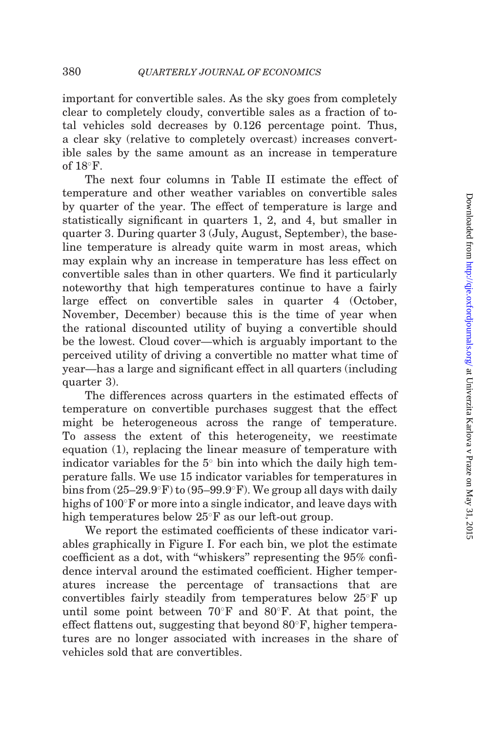important for convertible sales. As the sky goes from completely clear to completely cloudy, convertible sales as a fraction of total vehicles sold decreases by 0.126 percentage point. Thus, a clear sky (relative to completely overcast) increases convertible sales by the same amount as an increase in temperature of 18°F.

The next four columns in Table II estimate the effect of temperature and other weather variables on convertible sales by quarter of the year. The effect of temperature is large and statistically significant in quarters 1, 2, and 4, but smaller in quarter 3. During quarter 3 (July, August, September), the baseline temperature is already quite warm in most areas, which may explain why an increase in temperature has less effect on convertible sales than in other quarters. We find it particularly noteworthy that high temperatures continue to have a fairly large effect on convertible sales in quarter 4 (October, November, December) because this is the time of year when the rational discounted utility of buying a convertible should be the lowest. Cloud cover—which is arguably important to the perceived utility of driving a convertible no matter what time of year—has a large and significant effect in all quarters (including quarter 3).

The differences across quarters in the estimated effects of temperature on convertible purchases suggest that the effect might be heterogeneous across the range of temperature. To assess the extent of this heterogeneity, we reestimate equation (1), replacing the linear measure of temperature with indicator variables for the 5° bin into which the daily high temperature falls. We use 15 indicator variables for temperatures in bins from (25–29.9°F) to (95–99.9°F). We group all days with daily highs of 100°F or more into a single indicator, and leave days with high temperatures below 25°F as our left-out group.

We report the estimated coefficients of these indicator variables graphically in Figure I. For each bin, we plot the estimate coefficient as a dot, with "whiskers" representing the 95% confidence interval around the estimated coefficient. Higher temperatures increase the percentage of transactions that are convertibles fairly steadily from temperatures below 25°F up until some point between 70°F and 80°F. At that point, the effect flattens out, suggesting that beyond 80°F, higher temperatures are no longer associated with increases in the share of vehicles sold that are convertibles.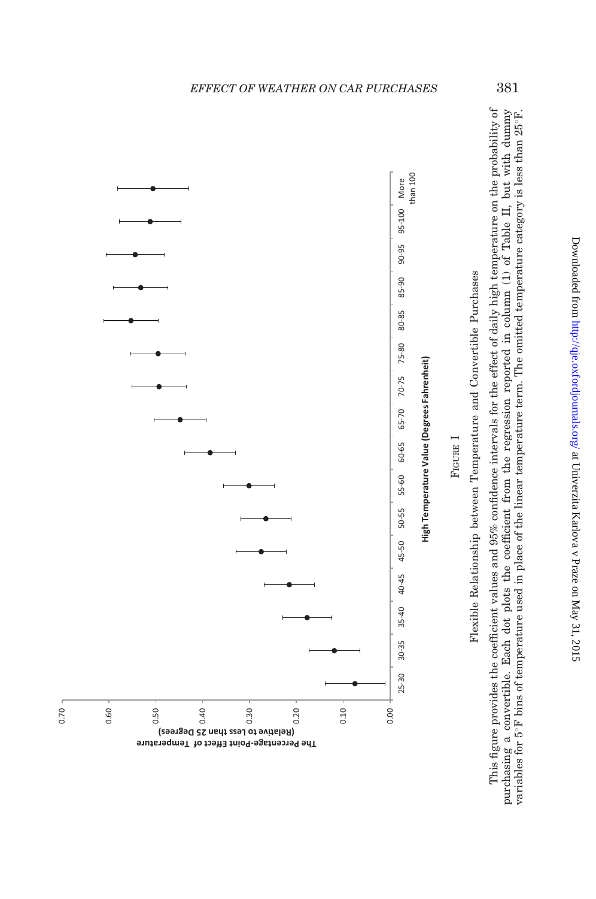FIGURE I

Flexible Relationship between Temperature and Convertible Purchases

This figure provides the coefficient values and 95% confidence intervals for the effect of daily high temperature on the probability of purchasing a convertible. Each dot plots the coefficient from the regression reported in column (1) of Table II, but with dummy variables for 5°F bins of temperature used in place of the linear temperature term. The omitted temperature category is less than 25°F.

Downloaded from http://qje.oxfordjournals.org/ at Univerzita Karlova v Praze on May 31, 2015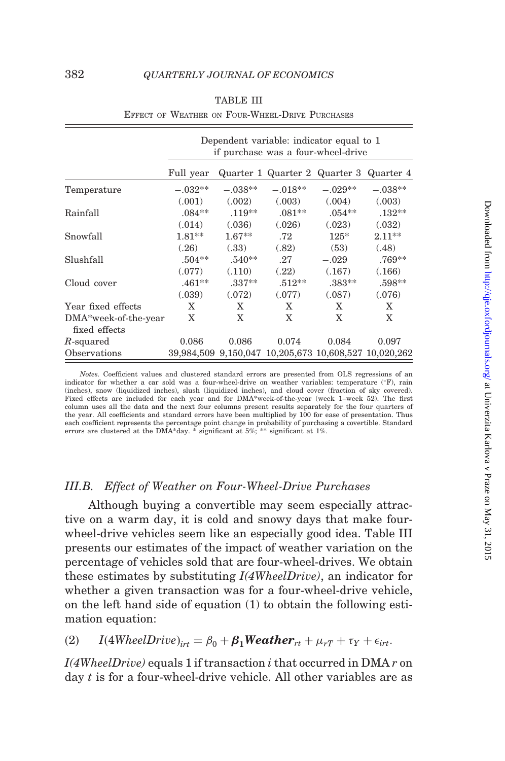TABLE III

Effect of Weather on Four-Wheel-Drive Purchases

| | Dependent variable: indicator equal to 1 if purchase was a four-wheel-drive | | | | |
|---|---|---|---|---|---|
| | Full year | Quarter 1 | Quarter 2 | Quarter 3 | Quarter 4 |
| Temperature | −.032** | −.038** | −.018** | −.029** | −.038** |
| | (.001) | (.002) | (.003) | (.004) | (.003) |
| Rainfall | .084** | .119** | .081** | .054** | .132** |
| | (.014) | (.036) | (.026) | (.023) | (.032) |
| Snowfall | 1.81** | 1.67** | .72 | 125* | 2.11** |
| | (.26) | (.33) | (.82) | (53) | (.48) |
| Slushfall | .504** | .540** | .27 | −.029 | .769** |
| | (.077) | (.110) | (.22) | (.167) | (.166) |
| Cloud cover | .461** | .337** | .512** | .383** | .598** |
| | (.039) | (.072) | (.077) | (.087) | (.076) |
| Year fixed effects | X | X | X | X | X |
| DMA*week-of-the-year fixed effects | X | X | X | X | X |
| $R$-squared | 0.086 | 0.086 | 0.074 | 0.084 | 0.097 |
| Observations | 39,984,509 | 9,150,047 | 10,205,673 | 10,608,527 | 10,020,262 |

*Notes.* Coefficient values and clustered standard errors are presented from OLS regressions of an indicator for whether a car sold was a four-wheel-drive on weather variables: temperature (°F), rain (inches), snow (liquidized inches), slush (liquidized inches), and cloud cover (fraction of sky covered). Fixed effects are included for each year and for DMA*week-of-the-year (week 1–week 52). The first column uses all the data and the next four columns present results separately for the four quarters of the year. All coefficients and standard errors have been multiplied by 100 for ease of presentation. Thus each coefficient represents the percentage point change in probability of purchasing a covertible. Standard errors are clustered at the DMA*day. * significant at 5%; ** significant at 1%.

### III.B. Effect of Weather on Four-Wheel-Drive Purchases

Although buying a convertible may seem especially attractive on a warm day, it is cold and snowy days that make four-wheel-drive vehicles seem like an especially good idea. Table III presents our estimates of the impact of weather variation on the percentage of vehicles sold that are four-wheel-drives. We obtain these estimates by substituting *I(4WheelDrive)*, an indicator for whether a given transaction was for a four-wheel-drive vehicle, on the left hand side of equation (1) to obtain the following estimation equation:

$$(2) \qquad I(4WheelDrive)_{irt} = \beta_0 + \boldsymbol{\beta_1 Weather}_{rt} + \mu_{rT} + \tau_Y + \epsilon_{irt}.$$

*I(4WheelDrive)* equals 1 if transaction $i$ that occurred in DMA $r$ on day $t$ is for a four-wheel-drive vehicle. All other variables are as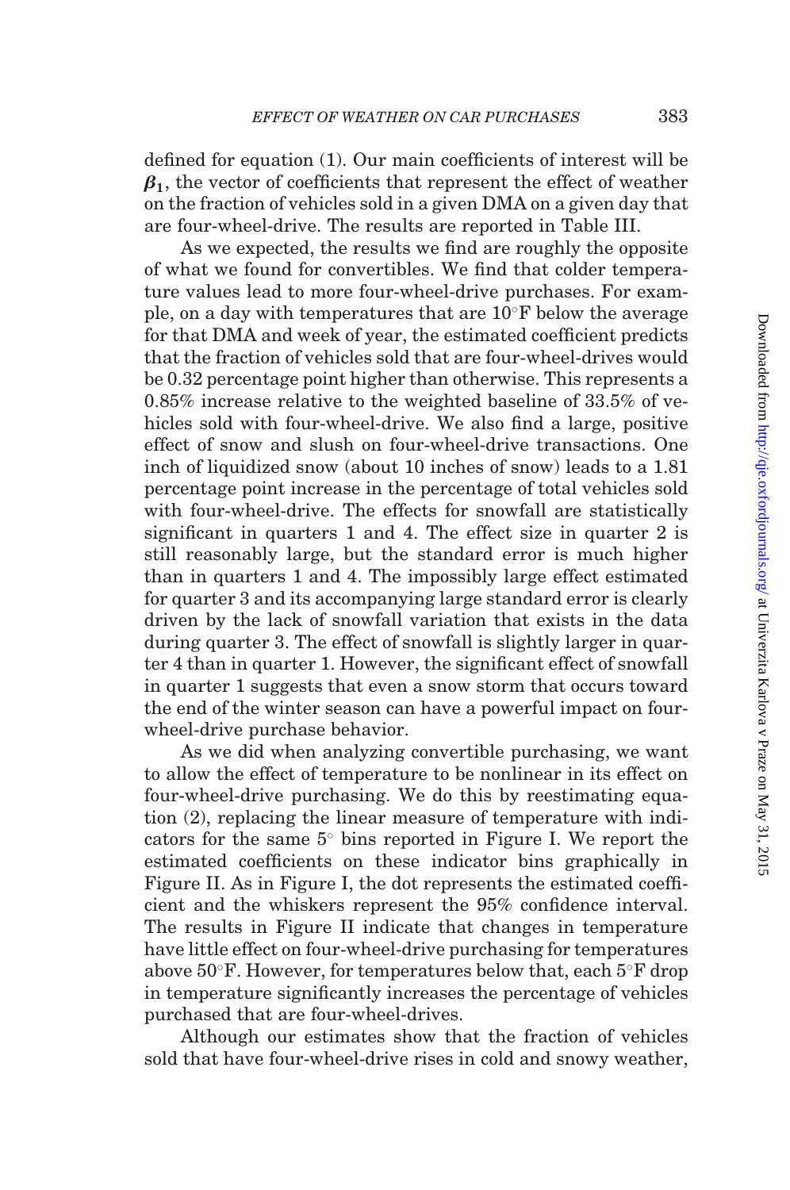defined for equation (1). Our main coefficients of interest will be $\boldsymbol{\beta_1}$, the vector of coefficients that represent the effect of weather on the fraction of vehicles sold in a given DMA on a given day that are four-wheel-drive. The results are reported in Table III.

As we expected, the results we find are roughly the opposite of what we found for convertibles. We find that colder temperature values lead to more four-wheel-drive purchases. For example, on a day with temperatures that are $10^{\circ}$F below the average for that DMA and week of year, the estimated coefficient predicts that the fraction of vehicles sold that are four-wheel-drives would be 0.32 percentage point higher than otherwise. This represents a 0.85% increase relative to the weighted baseline of 33.5% of vehicles sold with four-wheel-drive. We also find a large, positive effect of snow and slush on four-wheel-drive transactions. One inch of liquidized snow (about 10 inches of snow) leads to a 1.81 percentage point increase in the percentage of total vehicles sold with four-wheel-drive. The effects for snowfall are statistically significant in quarters 1 and 4. The effect size in quarter 2 is still reasonably large, but the standard error is much higher than in quarters 1 and 4. The impossibly large effect estimated for quarter 3 and its accompanying large standard error is clearly driven by the lack of snowfall variation that exists in the data during quarter 3. The effect of snowfall is slightly larger in quarter 4 than in quarter 1. However, the significant effect of snowfall in quarter 1 suggests that even a snow storm that occurs toward the end of the winter season can have a powerful impact on four-wheel-drive purchase behavior.

As we did when analyzing convertible purchasing, we want to allow the effect of temperature to be nonlinear in its effect on four-wheel-drive purchasing. We do this by reestimating equation (2), replacing the linear measure of temperature with indicators for the same $5^{\circ}$ bins reported in Figure I. We report the estimated coefficients on these indicator bins graphically in Figure II. As in Figure I, the dot represents the estimated coefficient and the whiskers represent the 95% confidence interval. The results in Figure II indicate that changes in temperature have little effect on four-wheel-drive purchasing for temperatures above $50^{\circ}$F. However, for temperatures below that, each $5^{\circ}$F drop in temperature significantly increases the percentage of vehicles purchased that are four-wheel-drives.

Although our estimates show that the fraction of vehicles sold that have four-wheel-drive rises in cold and snowy weather,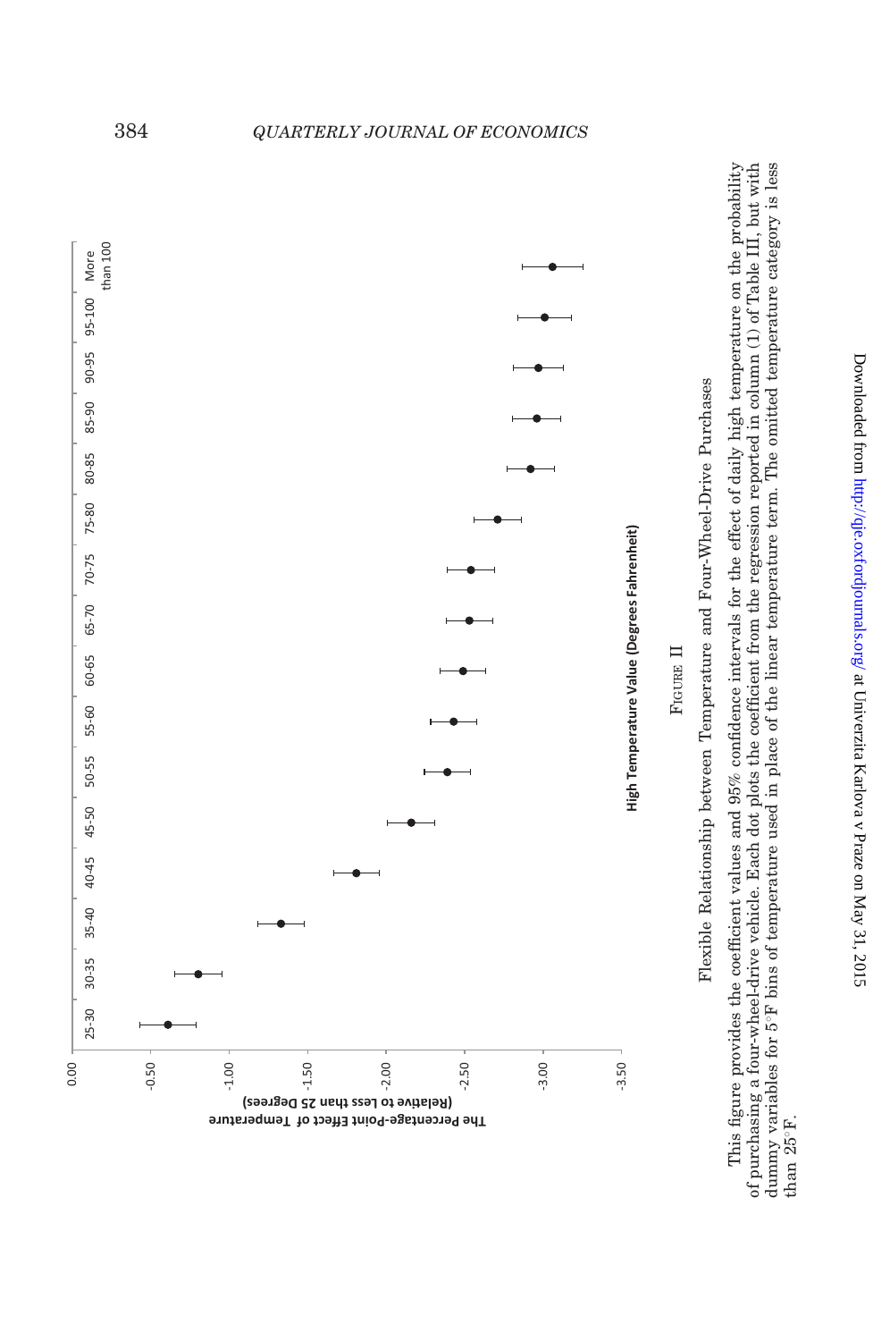FIGURE II

Flexible Relationship between Temperature and Four-Wheel-Drive Purchases

This figure provides the coefficient values and 95% confidence intervals for the effect of daily high temperature on the probability of purchasing a four-wheel-drive vehicle. Each dot plots the coefficient from the regression reported in column (1) of Table III, but with dummy variables for 5°F bins of temperature used in place of the linear temperature term. The omitted temperature category is less than 25°F.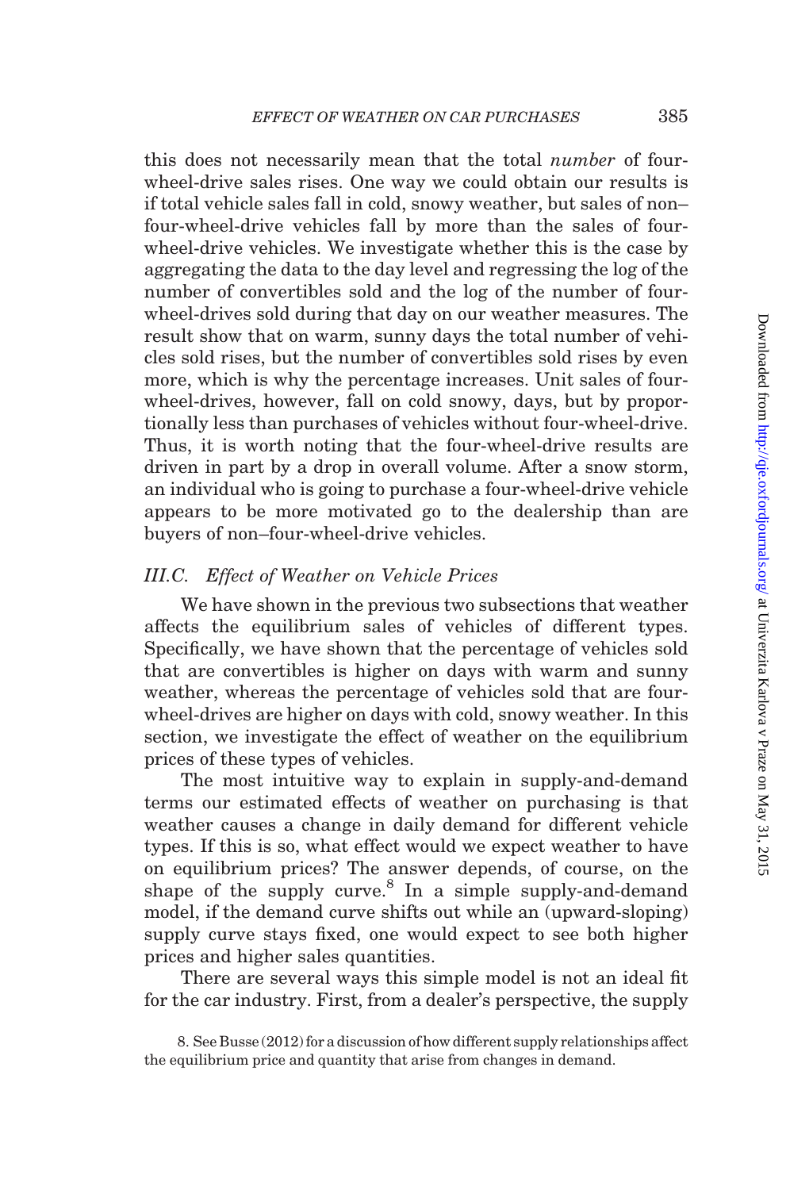this does not necessarily mean that the total *number* of four-wheel-drive sales rises. One way we could obtain our results is if total vehicle sales fall in cold, snowy weather, but sales of non–four-wheel-drive vehicles fall by more than the sales of four-wheel-drive vehicles. We investigate whether this is the case by aggregating the data to the day level and regressing the log of the number of convertibles sold and the log of the number of four-wheel-drives sold during that day on our weather measures. The result show that on warm, sunny days the total number of vehicles sold rises, but the number of convertibles sold rises by even more, which is why the percentage increases. Unit sales of four-wheel-drives, however, fall on cold snowy, days, but by proportionally less than purchases of vehicles without four-wheel-drive. Thus, it is worth noting that the four-wheel-drive results are driven in part by a drop in overall volume. After a snow storm, an individual who is going to purchase a four-wheel-drive vehicle appears to be more motivated go to the dealership than are buyers of non–four-wheel-drive vehicles.

### III.C. *Effect of Weather on Vehicle Prices*

We have shown in the previous two subsections that weather affects the equilibrium sales of vehicles of different types. Specifically, we have shown that the percentage of vehicles sold that are convertibles is higher on days with warm and sunny weather, whereas the percentage of vehicles sold that are four-wheel-drives are higher on days with cold, snowy weather. In this section, we investigate the effect of weather on the equilibrium prices of these types of vehicles.

The most intuitive way to explain in supply-and-demand terms our estimated effects of weather on purchasing is that weather causes a change in daily demand for different vehicle types. If this is so, what effect would we expect weather to have on equilibrium prices? The answer depends, of course, on the shape of the supply curve.[8] In a simple supply-and-demand model, if the demand curve shifts out while an (upward-sloping) supply curve stays fixed, one would expect to see both higher prices and higher sales quantities.

There are several ways this simple model is not an ideal fit for the car industry. First, from a dealer's perspective, the supply

8. See Busse (2012) for a discussion of how different supply relationships affect the equilibrium price and quantity that arise from changes in demand.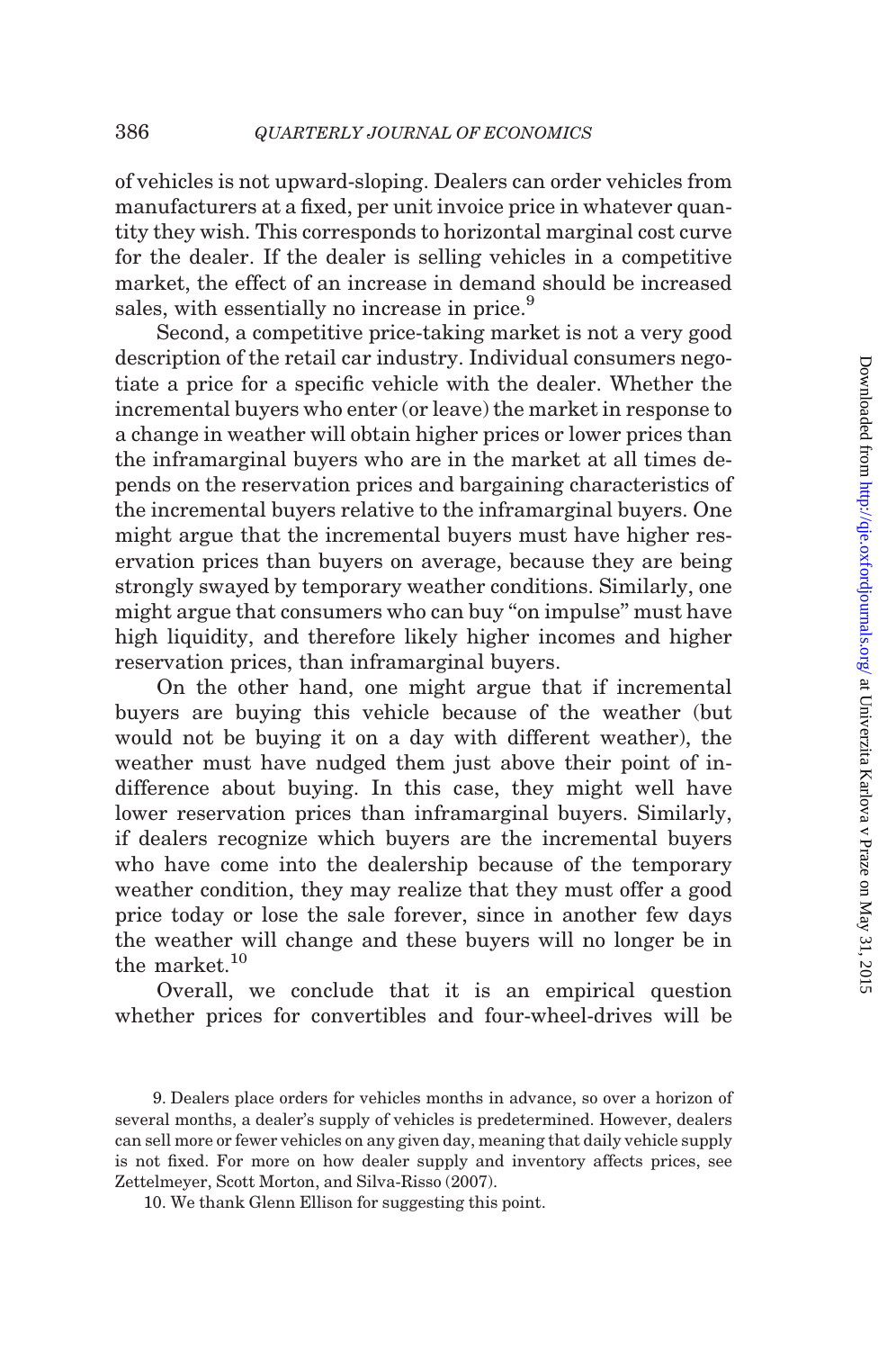of vehicles is not upward-sloping. Dealers can order vehicles from manufacturers at a fixed, per unit invoice price in whatever quantity they wish. This corresponds to horizontal marginal cost curve for the dealer. If the dealer is selling vehicles in a competitive market, the effect of an increase in demand should be increased sales, with essentially no increase in price.[9]

Second, a competitive price-taking market is not a very good description of the retail car industry. Individual consumers negotiate a price for a specific vehicle with the dealer. Whether the incremental buyers who enter (or leave) the market in response to a change in weather will obtain higher prices or lower prices than the inframarginal buyers who are in the market at all times depends on the reservation prices and bargaining characteristics of the incremental buyers relative to the inframarginal buyers. One might argue that the incremental buyers must have higher reservation prices than buyers on average, because they are being strongly swayed by temporary weather conditions. Similarly, one might argue that consumers who can buy "on impulse" must have high liquidity, and therefore likely higher incomes and higher reservation prices, than inframarginal buyers.

On the other hand, one might argue that if incremental buyers are buying this vehicle because of the weather (but would not be buying it on a day with different weather), the weather must have nudged them just above their point of indifference about buying. In this case, they might well have lower reservation prices than inframarginal buyers. Similarly, if dealers recognize which buyers are the incremental buyers who have come into the dealership because of the temporary weather condition, they may realize that they must offer a good price today or lose the sale forever, since in another few days the weather will change and these buyers will no longer be in the market.[10]

Overall, we conclude that it is an empirical question whether prices for convertibles and four-wheel-drives will be

9. Dealers place orders for vehicles months in advance, so over a horizon of several months, a dealer's supply of vehicles is predetermined. However, dealers can sell more or fewer vehicles on any given day, meaning that daily vehicle supply is not fixed. For more on how dealer supply and inventory affects prices, see Zettelmeyer, Scott Morton, and Silva-Risso (2007).

10. We thank Glenn Ellison for suggesting this point.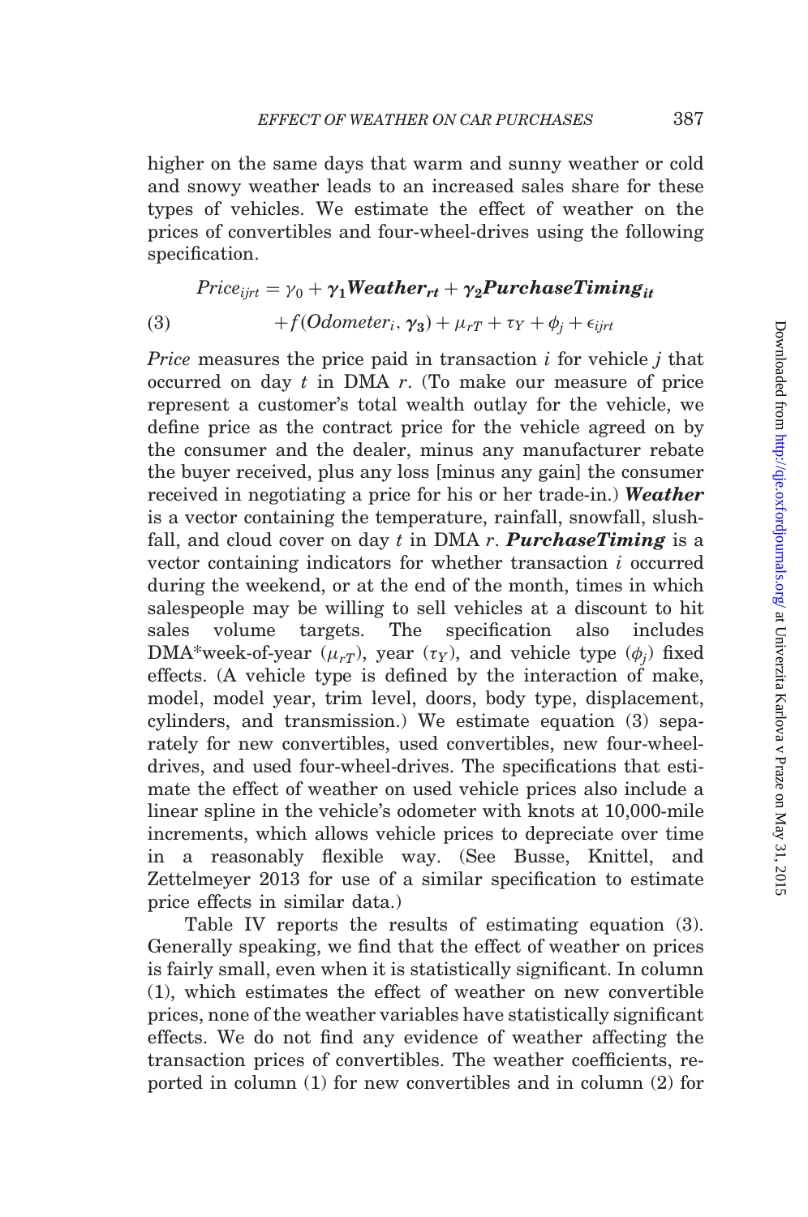higher on the same days that warm and sunny weather or cold and snowy weather leads to an increased sales share for these types of vehicles. We estimate the effect of weather on the prices of convertibles and four-wheel-drives using the following specification.

$$Price_{ijrt} = \gamma_0 + \boldsymbol{\gamma_1} \boldsymbol{Weather_{rt}} + \boldsymbol{\gamma_2} \boldsymbol{PurchaseTiming_{it}}$$

$$+ f(Odometer_i, \boldsymbol{\gamma_3}) + \mu_{rT} + \tau_Y + \phi_j + \epsilon_{ijrt} \tag{3}$$

*Price* measures the price paid in transaction $i$ for vehicle $j$ that occurred on day $t$ in DMA $r$. (To make our measure of price represent a customer's total wealth outlay for the vehicle, we define price as the contract price for the vehicle agreed on by the consumer and the dealer, minus any manufacturer rebate the buyer received, plus any loss [minus any gain] the consumer received in negotiating a price for his or her trade-in.) ***Weather*** is a vector containing the temperature, rainfall, snowfall, slushfall, and cloud cover on day $t$ in DMA $r$. ***PurchaseTiming*** is a vector containing indicators for whether transaction $i$ occurred during the weekend, or at the end of the month, times in which salespeople may be willing to sell vehicles at a discount to hit sales volume targets. The specification also includes DMA*week-of-year ($\mu_{rT}$), year ($\tau_Y$), and vehicle type ($\phi_j$) fixed effects. (A vehicle type is defined by the interaction of make, model, model year, trim level, doors, body type, displacement, cylinders, and transmission.) We estimate equation (3) separately for new convertibles, used convertibles, new four-wheel-drives, and used four-wheel-drives. The specifications that estimate the effect of weather on used vehicle prices also include a linear spline in the vehicle's odometer with knots at 10,000-mile increments, which allows vehicle prices to depreciate over time in a reasonably flexible way. (See Busse, Knittel, and Zettelmeyer 2013 for use of a similar specification to estimate price effects in similar data.)

Table IV reports the results of estimating equation (3). Generally speaking, we find that the effect of weather on prices is fairly small, even when it is statistically significant. In column (1), which estimates the effect of weather on new convertible prices, none of the weather variables have statistically significant effects. We do not find any evidence of weather affecting the transaction prices of convertibles. The weather coefficients, reported in column (1) for new convertibles and in column (2) for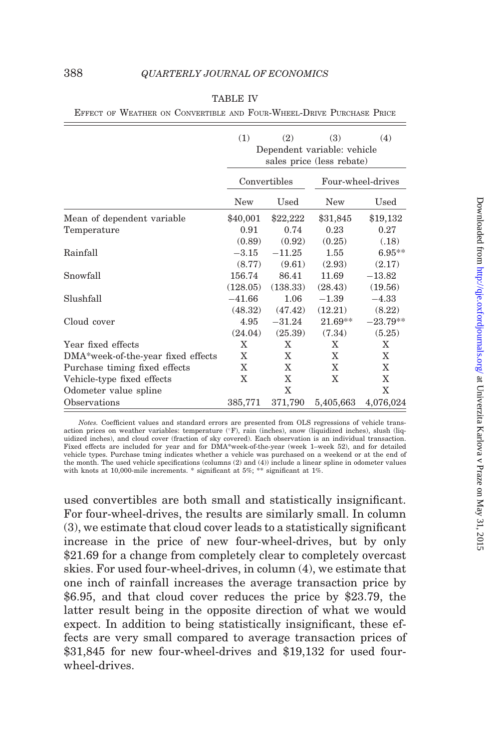TABLE IV

Effect of Weather on Convertible and Four-Wheel-Drive Purchase Price

| | (1) | (2) | (3) | (4) |
|---|---|---|---|---|
| | Dependent variable: vehicle sales price (less rebate) | | | |
| | Convertibles | | Four-wheel-drives | |
| | New | Used | New | Used |
| Mean of dependent variable | $40,001 | $22,222 | $31,845 | $19,132 |
| Temperature | 0.91 | 0.74 | 0.23 | 0.27 |
| | (0.89) | (0.92) | (0.25) | (.18) |
| Rainfall | −3.15 | −11.25 | 1.55 | 6.95** |
| | (8.77) | (9.61) | (2.93) | (2.17) |
| Snowfall | 156.74 | 86.41 | 11.69 | −13.82 |
| | (128.05) | (138.33) | (28.43) | (19.56) |
| Slushfall | −41.66 | 1.06 | −1.39 | −4.33 |
| | (48.32) | (47.42) | (12.21) | (8.22) |
| Cloud cover | 4.95 | −31.24 | 21.69** | −23.79** |
| | (24.04) | (25.39) | (7.34) | (5.25) |
| Year fixed effects | X | X | X | X |
| DMA*week-of-the-year fixed effects | X | X | X | X |
| Purchase timing fixed effects | X | X | X | X |
| Vehicle-type fixed effects | X | X | X | X |
| Odometer value spline | | X | | X |
| Observations | 385,771 | 371,790 | 5,405,663 | 4,076,024 |

*Notes.* Coefficient values and standard errors are presented from OLS regressions of vehicle transaction prices on weather variables: temperature (°F), rain (inches), snow (liquidized inches), slush (liquidized inches), and cloud cover (fraction of sky covered). Each observation is an individual transaction. Fixed effects are included for year and for DMA*week-of-the-year (week 1–week 52), and for detailed vehicle types. Purchase tming indicates whether a vehicle was purchased on a weekend or at the end of the month. The used vehicle specifications (columns (2) and (4)) include a linear spline in odometer values with knots at 10,000-mile increments. * significant at 5%; ** significant at 1%.

used convertibles are both small and statistically insignificant. For four-wheel-drives, the results are similarly small. In column (3), we estimate that cloud cover leads to a statistically significant increase in the price of new four-wheel-drives, but by only $21.69 for a change from completely clear to completely overcast skies. For used four-wheel-drives, in column (4), we estimate that one inch of rainfall increases the average transaction price by $6.95, and that cloud cover reduces the price by $23.79, the latter result being in the opposite direction of what we would expect. In addition to being statistically insignificant, these effects are very small compared to average transaction prices of $31,845 for new four-wheel-drives and $19,132 for used four-wheel-drives.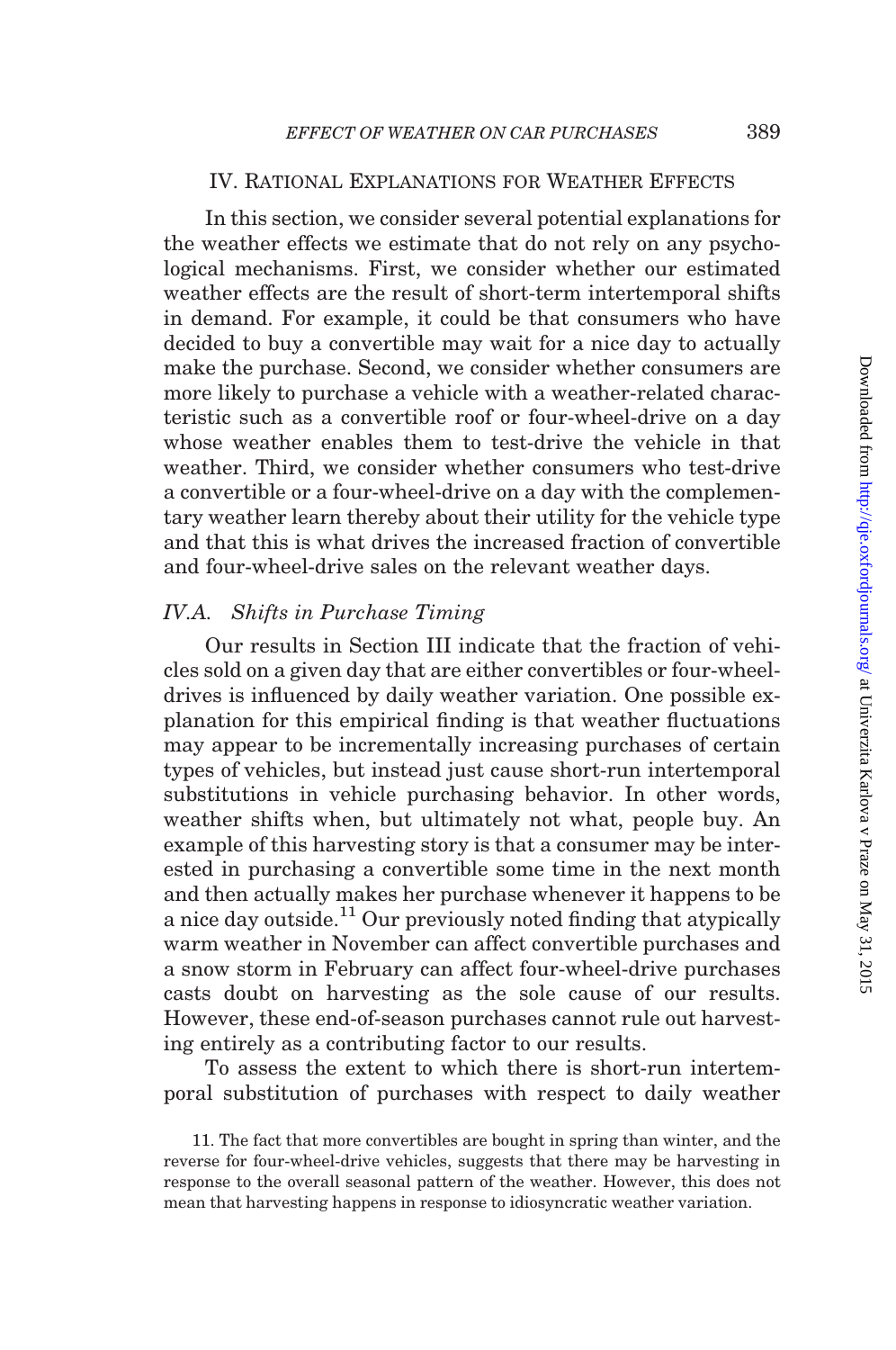## IV. Rational Explanations for Weather Effects

In this section, we consider several potential explanations for the weather effects we estimate that do not rely on any psychological mechanisms. First, we consider whether our estimated weather effects are the result of short-term intertemporal shifts in demand. For example, it could be that consumers who have decided to buy a convertible may wait for a nice day to actually make the purchase. Second, we consider whether consumers are more likely to purchase a vehicle with a weather-related characteristic such as a convertible roof or four-wheel-drive on a day whose weather enables them to test-drive the vehicle in that weather. Third, we consider whether consumers who test-drive a convertible or a four-wheel-drive on a day with the complementary weather learn thereby about their utility for the vehicle type and that this is what drives the increased fraction of convertible and four-wheel-drive sales on the relevant weather days.

### *IV.A. Shifts in Purchase Timing*

Our results in Section III indicate that the fraction of vehicles sold on a given day that are either convertibles or four-wheel-drives is influenced by daily weather variation. One possible explanation for this empirical finding is that weather fluctuations may appear to be incrementally increasing purchases of certain types of vehicles, but instead just cause short-run intertemporal substitutions in vehicle purchasing behavior. In other words, weather shifts when, but ultimately not what, people buy. An example of this harvesting story is that a consumer may be interested in purchasing a convertible some time in the next month and then actually makes her purchase whenever it happens to be a nice day outside.[11] Our previously noted finding that atypically warm weather in November can affect convertible purchases and a snow storm in February can affect four-wheel-drive purchases casts doubt on harvesting as the sole cause of our results. However, these end-of-season purchases cannot rule out harvesting entirely as a contributing factor to our results.

To assess the extent to which there is short-run intertemporal substitution of purchases with respect to daily weather

11. The fact that more convertibles are bought in spring than winter, and the reverse for four-wheel-drive vehicles, suggests that there may be harvesting in response to the overall seasonal pattern of the weather. However, this does not mean that harvesting happens in response to idiosyncratic weather variation.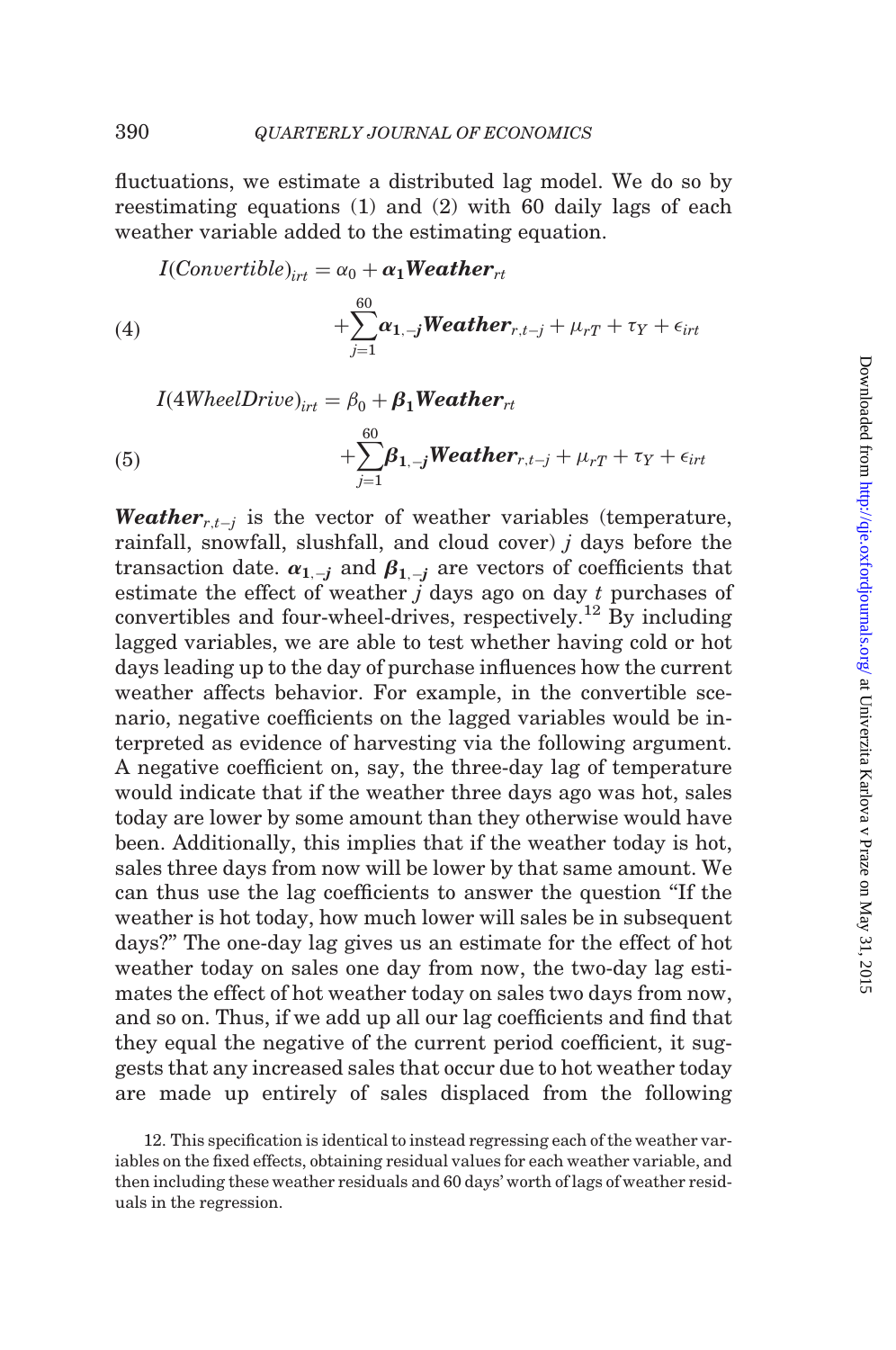fluctuations, we estimate a distributed lag model. We do so by reestimating equations (1) and (2) with 60 daily lags of each weather variable added to the estimating equation.

$$I(Convertible)_{irt} = \alpha_0 + \boldsymbol{\alpha_1 Weather}_{rt} + \sum_{j=1}^{60} \boldsymbol{\alpha_{1,-j} Weather}_{r,t-j} + \mu_{rT} + \tau_Y + \epsilon_{irt} \tag{4}$$

$$I(4WheelDrive)_{irt} = \beta_0 + \boldsymbol{\beta_1 Weather}_{rt} + \sum_{j=1}^{60} \boldsymbol{\beta_{1,-j} Weather}_{r,t-j} + \mu_{rT} + \tau_Y + \epsilon_{irt} \tag{5}$$

$\boldsymbol{Weather}_{r,t-j}$ is the vector of weather variables (temperature, rainfall, snowfall, slushfall, and cloud cover) $j$ days before the transaction date. $\boldsymbol{\alpha_{1,-j}}$ and $\boldsymbol{\beta_{1,-j}}$ are vectors of coefficients that estimate the effect of weather $j$ days ago on day $t$ purchases of convertibles and four-wheel-drives, respectively.[12] By including lagged variables, we are able to test whether having cold or hot days leading up to the day of purchase influences how the current weather affects behavior. For example, in the convertible scenario, negative coefficients on the lagged variables would be interpreted as evidence of harvesting via the following argument. A negative coefficient on, say, the three-day lag of temperature would indicate that if the weather three days ago was hot, sales today are lower by some amount than they otherwise would have been. Additionally, this implies that if the weather today is hot, sales three days from now will be lower by that same amount. We can thus use the lag coefficients to answer the question "If the weather is hot today, how much lower will sales be in subsequent days?" The one-day lag gives us an estimate for the effect of hot weather today on sales one day from now, the two-day lag estimates the effect of hot weather today on sales two days from now, and so on. Thus, if we add up all our lag coefficients and find that they equal the negative of the current period coefficient, it suggests that any increased sales that occur due to hot weather today are made up entirely of sales displaced from the following

12. This specification is identical to instead regressing each of the weather variables on the fixed effects, obtaining residual values for each weather variable, and then including these weather residuals and 60 days' worth of lags of weather residuals in the regression.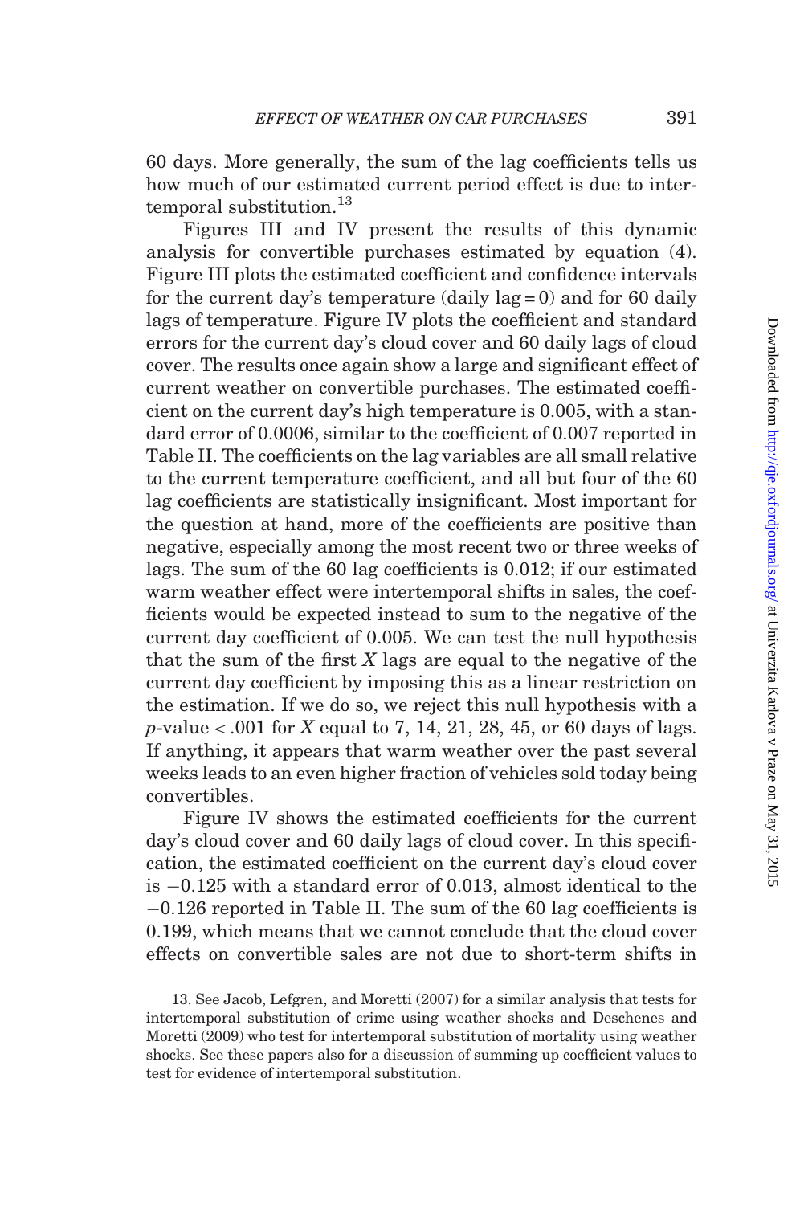60 days. More generally, the sum of the lag coefficients tells us how much of our estimated current period effect is due to intertemporal substitution.[13]

Figures III and IV present the results of this dynamic analysis for convertible purchases estimated by equation (4). Figure III plots the estimated coefficient and confidence intervals for the current day's temperature (daily lag = 0) and for 60 daily lags of temperature. Figure IV plots the coefficient and standard errors for the current day's cloud cover and 60 daily lags of cloud cover. The results once again show a large and significant effect of current weather on convertible purchases. The estimated coefficient on the current day's high temperature is 0.005, with a standard error of 0.0006, similar to the coefficient of 0.007 reported in Table II. The coefficients on the lag variables are all small relative to the current temperature coefficient, and all but four of the 60 lag coefficients are statistically insignificant. Most important for the question at hand, more of the coefficients are positive than negative, especially among the most recent two or three weeks of lags. The sum of the 60 lag coefficients is 0.012; if our estimated warm weather effect were intertemporal shifts in sales, the coefficients would be expected instead to sum to the negative of the current day coefficient of 0.005. We can test the null hypothesis that the sum of the first $X$ lags are equal to the negative of the current day coefficient by imposing this as a linear restriction on the estimation. If we do so, we reject this null hypothesis with a $p$-value $< .001$ for $X$ equal to 7, 14, 21, 28, 45, or 60 days of lags. If anything, it appears that warm weather over the past several weeks leads to an even higher fraction of vehicles sold today being convertibles.

Figure IV shows the estimated coefficients for the current day's cloud cover and 60 daily lags of cloud cover. In this specification, the estimated coefficient on the current day's cloud cover is $-0.125$ with a standard error of 0.013, almost identical to the $-0.126$ reported in Table II. The sum of the 60 lag coefficients is 0.199, which means that we cannot conclude that the cloud cover effects on convertible sales are not due to short-term shifts in

13. See Jacob, Lefgren, and Moretti (2007) for a similar analysis that tests for intertemporal substitution of crime using weather shocks and Deschenes and Moretti (2009) who test for intertemporal substitution of mortality using weather shocks. See these papers also for a discussion of summing up coefficient values to test for evidence of intertemporal substitution.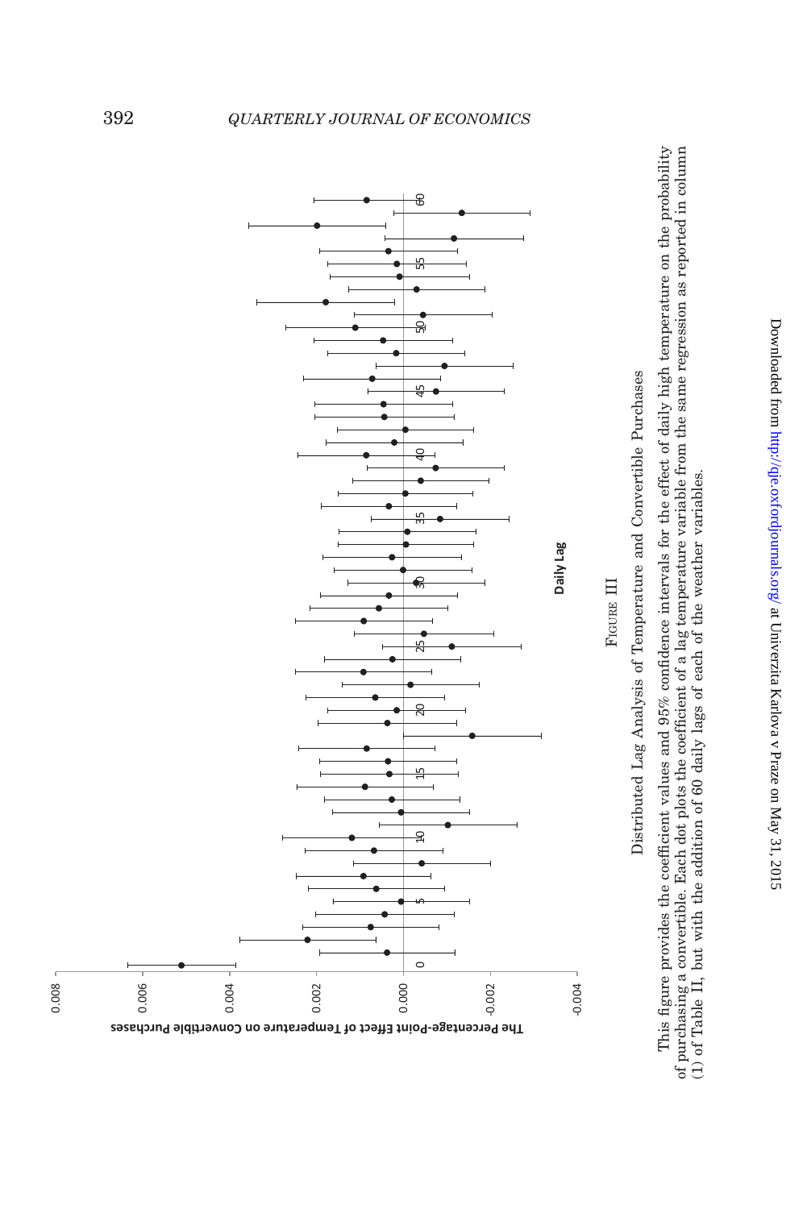Figure III

Distributed Lag Analysis of Temperature and Convertible Purchases

This figure provides the coefficient values and 95% confidence intervals for the effect of daily high temperature on the probability of purchasing a convertible. Each dot plots the coefficient of a lag temperature variable from the same regression as reported in column (1) of Table II, but with the addition of 60 daily lags of each of the weather variables.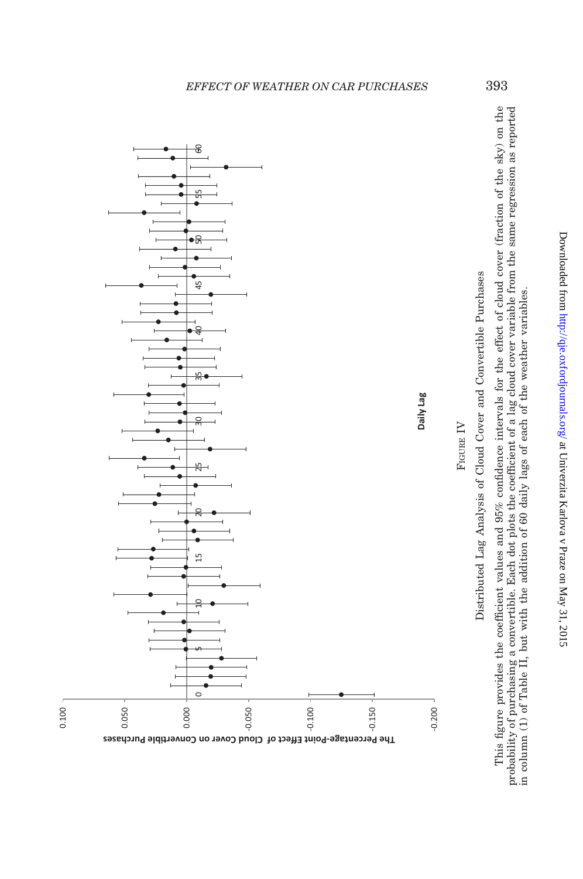FIGURE IV

Distributed Lag Analysis of Cloud Cover and Convertible Purchases

This figure provides the coefficient values and 95% confidence intervals for the effect of cloud cover (fraction of the sky) on the probability of purchasing a convertible. Each dot plots the coefficient of a lag cloud cover variable from the same regression as reported in column (1) of Table II, but with the addition of 60 daily lags of each of the weather variables.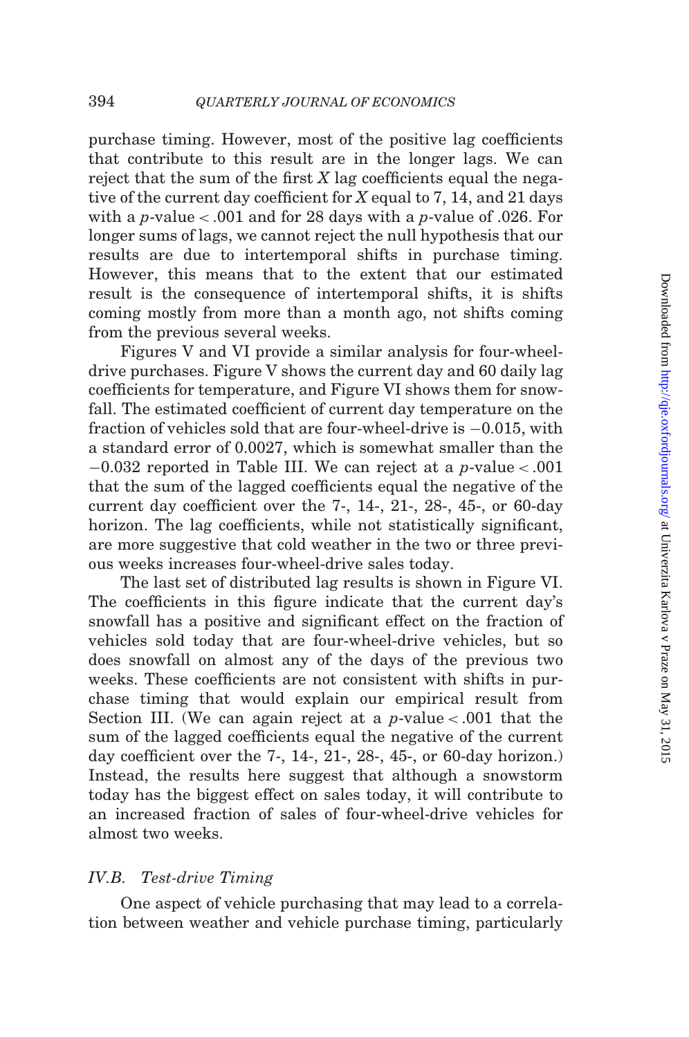purchase timing. However, most of the positive lag coefficients that contribute to this result are in the longer lags. We can reject that the sum of the first $X$ lag coefficients equal the negative of the current day coefficient for $X$ equal to 7, 14, and 21 days with a $p$-value $< .001$ and for 28 days with a $p$-value of .026. For longer sums of lags, we cannot reject the null hypothesis that our results are due to intertemporal shifts in purchase timing. However, this means that to the extent that our estimated result is the consequence of intertemporal shifts, it is shifts coming mostly from more than a month ago, not shifts coming from the previous several weeks.

Figures V and VI provide a similar analysis for four-wheel-drive purchases. Figure V shows the current day and 60 daily lag coefficients for temperature, and Figure VI shows them for snowfall. The estimated coefficient of current day temperature on the fraction of vehicles sold that are four-wheel-drive is $-0.015$, with a standard error of 0.0027, which is somewhat smaller than the $-0.032$ reported in Table III. We can reject at a $p$-value $< .001$ that the sum of the lagged coefficients equal the negative of the current day coefficient over the 7-, 14-, 21-, 28-, 45-, or 60-day horizon. The lag coefficients, while not statistically significant, are more suggestive that cold weather in the two or three previous weeks increases four-wheel-drive sales today.

The last set of distributed lag results is shown in Figure VI. The coefficients in this figure indicate that the current day's snowfall has a positive and significant effect on the fraction of vehicles sold today that are four-wheel-drive vehicles, but so does snowfall on almost any of the days of the previous two weeks. These coefficients are not consistent with shifts in purchase timing that would explain our empirical result from Section III. (We can again reject at a $p$-value $< .001$ that the sum of the lagged coefficients equal the negative of the current day coefficient over the 7-, 14-, 21-, 28-, 45-, or 60-day horizon.) Instead, the results here suggest that although a snowstorm today has the biggest effect on sales today, it will contribute to an increased fraction of sales of four-wheel-drive vehicles for almost two weeks.

### *IV.B. Test-drive Timing*

One aspect of vehicle purchasing that may lead to a correlation between weather and vehicle purchase timing, particularly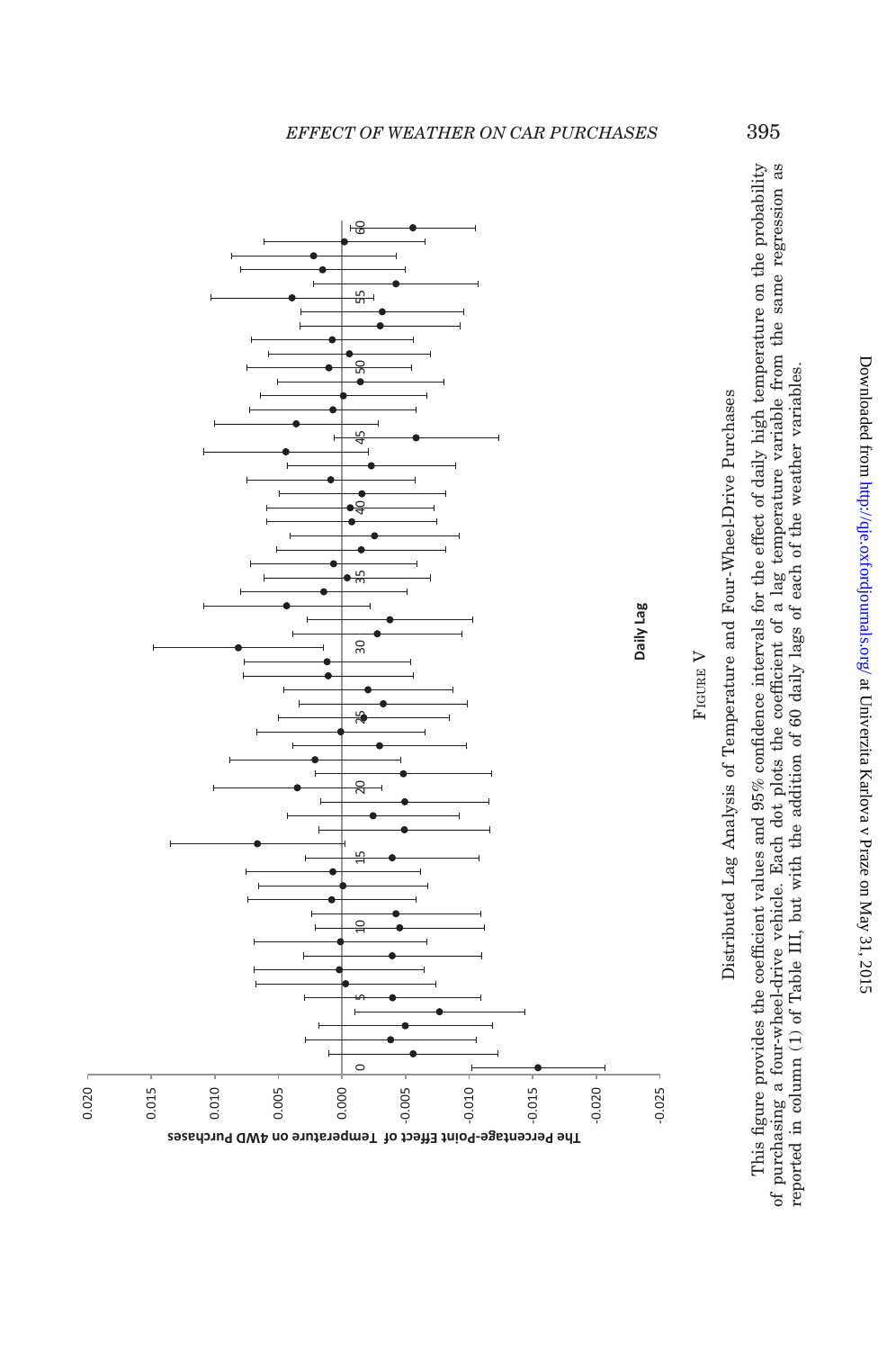Daily Lag

The Percentage-Point Effect of Temperature on 4WD Purchases

FIGURE V

Distributed Lag Analysis of Temperature and Four-Wheel-Drive Purchases

This figure provides the coefficient values and 95% confidence intervals for the effect of daily high temperature on the probability of purchasing a four-wheel-drive vehicle. Each dot plots the coefficient of a lag temperature variable from the same regression as reported in column (1) of Table III, but with the addition of 60 daily lags of each of the weather variables.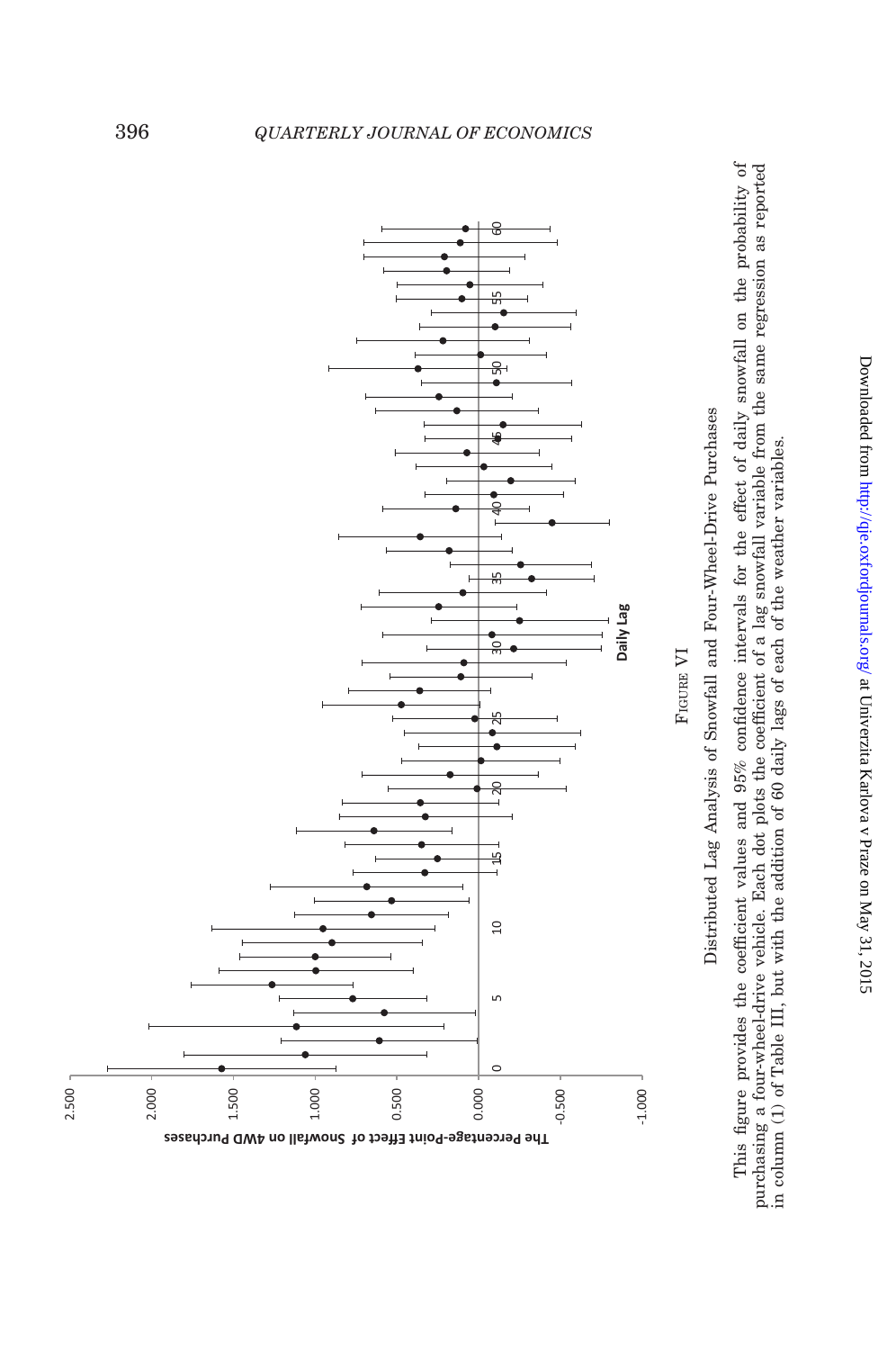Figure VI

Distributed Lag Analysis of Snowfall and Four-Wheel-Drive Purchases

This figure provides the coefficient values and 95% confidence intervals for the effect of daily snowfall on the probability of purchasing a four-wheel-drive vehicle. Each dot plots the coefficient of a lag snowfall variable from the same regression as reported in column (1) of Table III, but with the addition of 60 daily lags of each of the weather variables.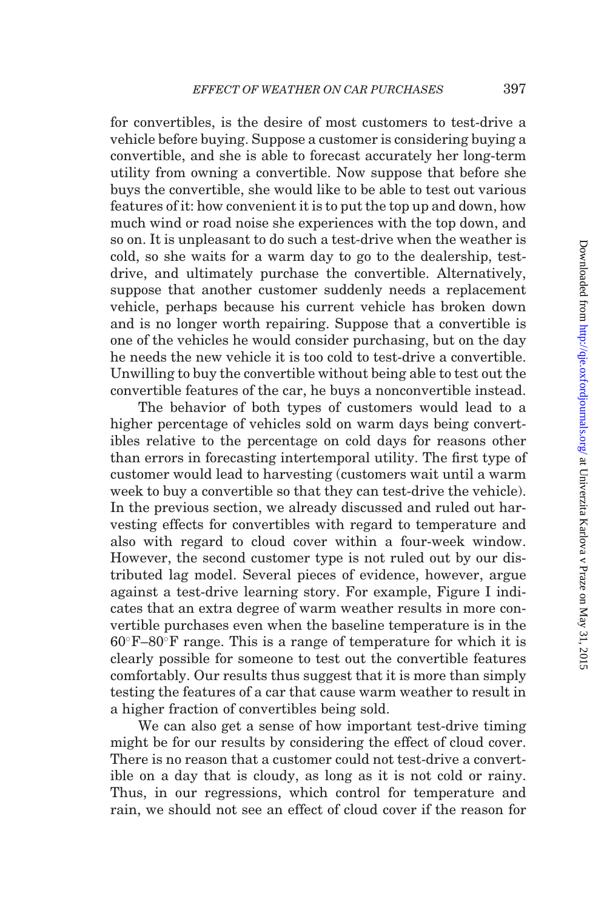for convertibles, is the desire of most customers to test-drive a vehicle before buying. Suppose a customer is considering buying a convertible, and she is able to forecast accurately her long-term utility from owning a convertible. Now suppose that before she buys the convertible, she would like to be able to test out various features of it: how convenient it is to put the top up and down, how much wind or road noise she experiences with the top down, and so on. It is unpleasant to do such a test-drive when the weather is cold, so she waits for a warm day to go to the dealership, test-drive, and ultimately purchase the convertible. Alternatively, suppose that another customer suddenly needs a replacement vehicle, perhaps because his current vehicle has broken down and is no longer worth repairing. Suppose that a convertible is one of the vehicles he would consider purchasing, but on the day he needs the new vehicle it is too cold to test-drive a convertible. Unwilling to buy the convertible without being able to test out the convertible features of the car, he buys a nonconvertible instead.

The behavior of both types of customers would lead to a higher percentage of vehicles sold on warm days being convertibles relative to the percentage on cold days for reasons other than errors in forecasting intertemporal utility. The first type of customer would lead to harvesting (customers wait until a warm week to buy a convertible so that they can test-drive the vehicle). In the previous section, we already discussed and ruled out harvesting effects for convertibles with regard to temperature and also with regard to cloud cover within a four-week window. However, the second customer type is not ruled out by our distributed lag model. Several pieces of evidence, however, argue against a test-drive learning story. For example, Figure I indicates that an extra degree of warm weather results in more convertible purchases even when the baseline temperature is in the 60°F–80°F range. This is a range of temperature for which it is clearly possible for someone to test out the convertible features comfortably. Our results thus suggest that it is more than simply testing the features of a car that cause warm weather to result in a higher fraction of convertibles being sold.

We can also get a sense of how important test-drive timing might be for our results by considering the effect of cloud cover. There is no reason that a customer could not test-drive a convertible on a day that is cloudy, as long as it is not cold or rainy. Thus, in our regressions, which control for temperature and rain, we should not see an effect of cloud cover if the reason for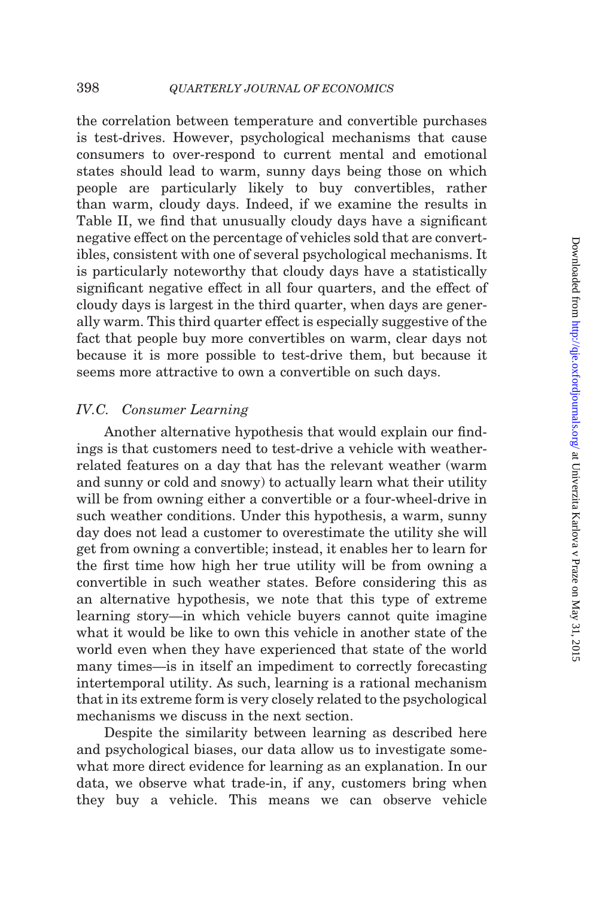the correlation between temperature and convertible purchases is test-drives. However, psychological mechanisms that cause consumers to over-respond to current mental and emotional states should lead to warm, sunny days being those on which people are particularly likely to buy convertibles, rather than warm, cloudy days. Indeed, if we examine the results in Table II, we find that unusually cloudy days have a significant negative effect on the percentage of vehicles sold that are convertibles, consistent with one of several psychological mechanisms. It is particularly noteworthy that cloudy days have a statistically significant negative effect in all four quarters, and the effect of cloudy days is largest in the third quarter, when days are generally warm. This third quarter effect is especially suggestive of the fact that people buy more convertibles on warm, clear days not because it is more possible to test-drive them, but because it seems more attractive to own a convertible on such days.

### IV.C. *Consumer Learning*

Another alternative hypothesis that would explain our findings is that customers need to test-drive a vehicle with weather-related features on a day that has the relevant weather (warm and sunny or cold and snowy) to actually learn what their utility will be from owning either a convertible or a four-wheel-drive in such weather conditions. Under this hypothesis, a warm, sunny day does not lead a customer to overestimate the utility she will get from owning a convertible; instead, it enables her to learn for the first time how high her true utility will be from owning a convertible in such weather states. Before considering this as an alternative hypothesis, we note that this type of extreme learning story—in which vehicle buyers cannot quite imagine what it would be like to own this vehicle in another state of the world even when they have experienced that state of the world many times—is in itself an impediment to correctly forecasting intertemporal utility. As such, learning is a rational mechanism that in its extreme form is very closely related to the psychological mechanisms we discuss in the next section.

Despite the similarity between learning as described here and psychological biases, our data allow us to investigate somewhat more direct evidence for learning as an explanation. In our data, we observe what trade-in, if any, customers bring when they buy a vehicle. This means we can observe vehicle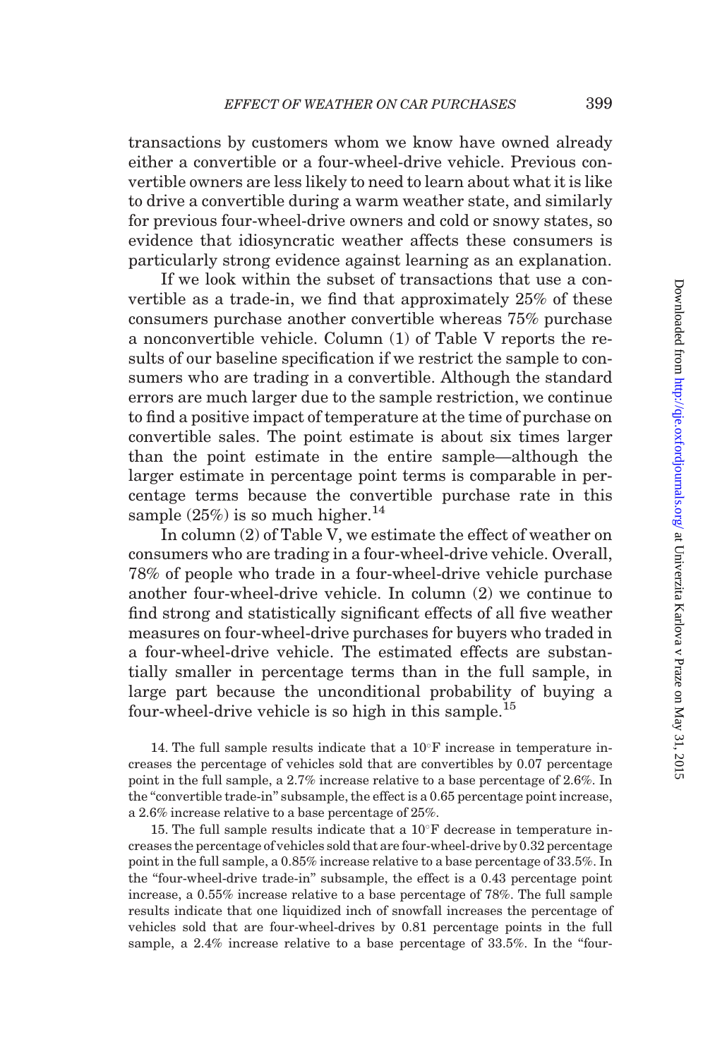transactions by customers whom we know have owned already either a convertible or a four-wheel-drive vehicle. Previous convertible owners are less likely to need to learn about what it is like to drive a convertible during a warm weather state, and similarly for previous four-wheel-drive owners and cold or snowy states, so evidence that idiosyncratic weather affects these consumers is particularly strong evidence against learning as an explanation.

If we look within the subset of transactions that use a convertible as a trade-in, we find that approximately 25% of these consumers purchase another convertible whereas 75% purchase a nonconvertible vehicle. Column (1) of Table V reports the results of our baseline specification if we restrict the sample to consumers who are trading in a convertible. Although the standard errors are much larger due to the sample restriction, we continue to find a positive impact of temperature at the time of purchase on convertible sales. The point estimate is about six times larger than the point estimate in the entire sample—although the larger estimate in percentage point terms is comparable in percentage terms because the convertible purchase rate in this sample (25%) is so much higher.[14]

In column (2) of Table V, we estimate the effect of weather on consumers who are trading in a four-wheel-drive vehicle. Overall, 78% of people who trade in a four-wheel-drive vehicle purchase another four-wheel-drive vehicle. In column (2) we continue to find strong and statistically significant effects of all five weather measures on four-wheel-drive purchases for buyers who traded in a four-wheel-drive vehicle. The estimated effects are substantially smaller in percentage terms than in the full sample, in large part because the unconditional probability of buying a four-wheel-drive vehicle is so high in this sample.[15]

14. The full sample results indicate that a 10°F increase in temperature increases the percentage of vehicles sold that are convertibles by 0.07 percentage point in the full sample, a 2.7% increase relative to a base percentage of 2.6%. In the "convertible trade-in" subsample, the effect is a 0.65 percentage point increase, a 2.6% increase relative to a base percentage of 25%.

15. The full sample results indicate that a 10°F decrease in temperature increases the percentage of vehicles sold that are four-wheel-drive by 0.32 percentage point in the full sample, a 0.85% increase relative to a base percentage of 33.5%. In the "four-wheel-drive trade-in" subsample, the effect is a 0.43 percentage point increase, a 0.55% increase relative to a base percentage of 78%. The full sample results indicate that one liquidized inch of snowfall increases the percentage of vehicles sold that are four-wheel-drives by 0.81 percentage points in the full sample, a 2.4% increase relative to a base percentage of 33.5%. In the "four-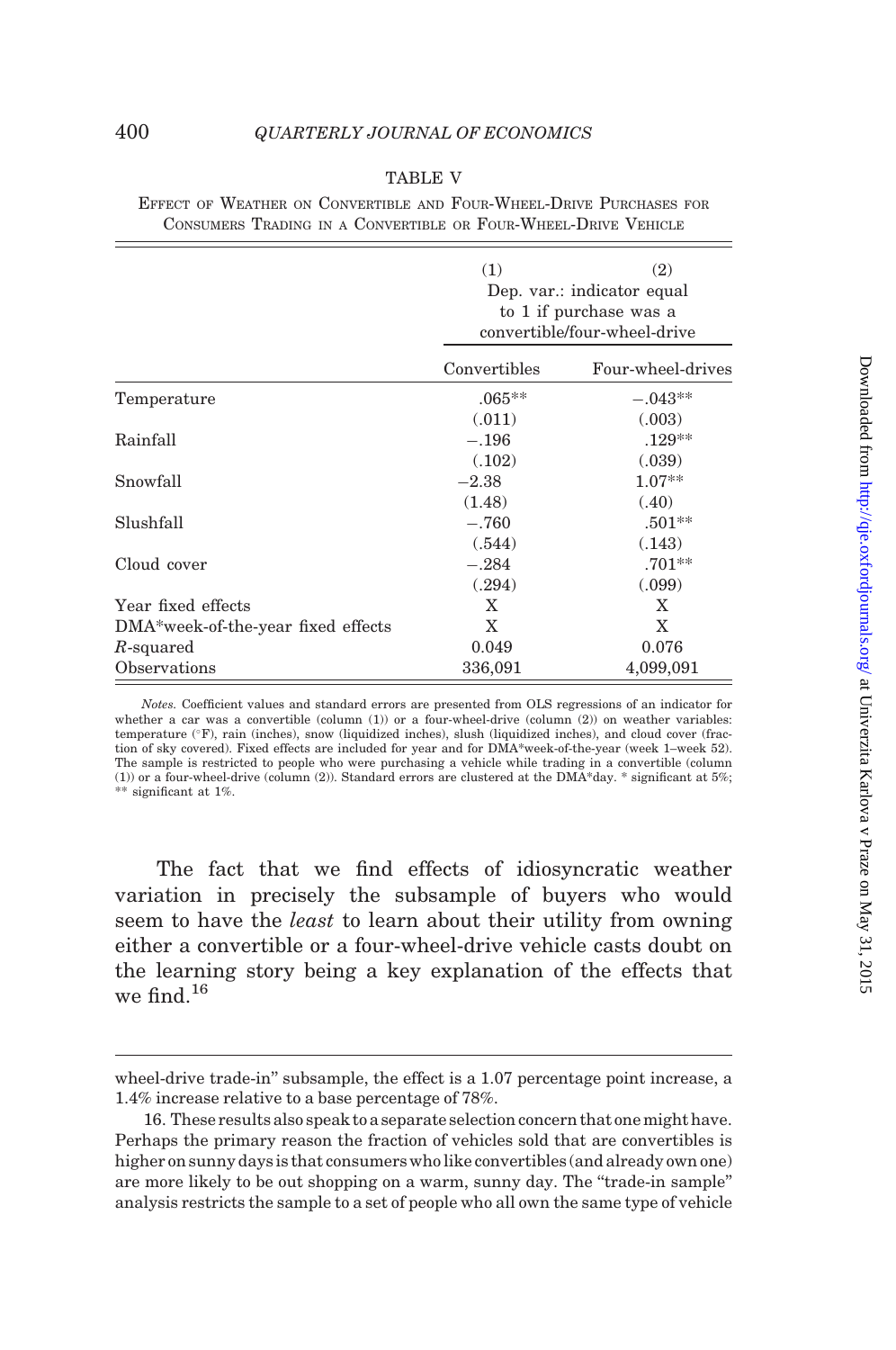TABLE V

EFFECT OF WEATHER ON CONVERTIBLE AND FOUR-WHEEL-DRIVE PURCHASES FOR CONSUMERS TRADING IN A CONVERTIBLE OR FOUR-WHEEL-DRIVE VEHICLE

| | (1) | (2) |
|---|---|---|
| | Dep. var.: indicator equal to 1 if purchase was a convertible/four-wheel-drive | |
| | Convertibles | Four-wheel-drives |
| Temperature | .065** | −.043** |
| | (.011) | (.003) |
| Rainfall | −.196 | .129** |
| | (.102) | (.039) |
| Snowfall | −2.38 | 1.07** |
| | (1.48) | (.40) |
| Slushfall | −.760 | .501** |
| | (.544) | (.143) |
| Cloud cover | −.284 | .701** |
| | (.294) | (.099) |
| Year fixed effects | X | X |
| DMA*week-of-the-year fixed effects | X | X |
| $R$-squared | 0.049 | 0.076 |
| Observations | 336,091 | 4,099,091 |

*Notes.* Coefficient values and standard errors are presented from OLS regressions of an indicator for whether a car was a convertible (column (1)) or a four-wheel-drive (column (2)) on weather variables: temperature (°F), rain (inches), snow (liquidized inches), slush (liquidized inches), and cloud cover (fraction of sky covered). Fixed effects are included for year and for DMA*week-of-the-year (week 1–week 52). The sample is restricted to people who were purchasing a vehicle while trading in a convertible (column (1)) or a four-wheel-drive (column (2)). Standard errors are clustered at the DMA*day. * significant at 5%; ** significant at 1%.

The fact that we find effects of idiosyncratic weather variation in precisely the subsample of buyers who would seem to have the *least* to learn about their utility from owning either a convertible or a four-wheel-drive vehicle casts doubt on the learning story being a key explanation of the effects that we find.[16]

---

wheel-drive trade-in" subsample, the effect is a 1.07 percentage point increase, a 1.4% increase relative to a base percentage of 78%.

16. These results also speak to a separate selection concern that one might have. Perhaps the primary reason the fraction of vehicles sold that are convertibles is higher on sunny days is that consumers who like convertibles (and already own one) are more likely to be out shopping on a warm, sunny day. The "trade-in sample" analysis restricts the sample to a set of people who all own the same type of vehicle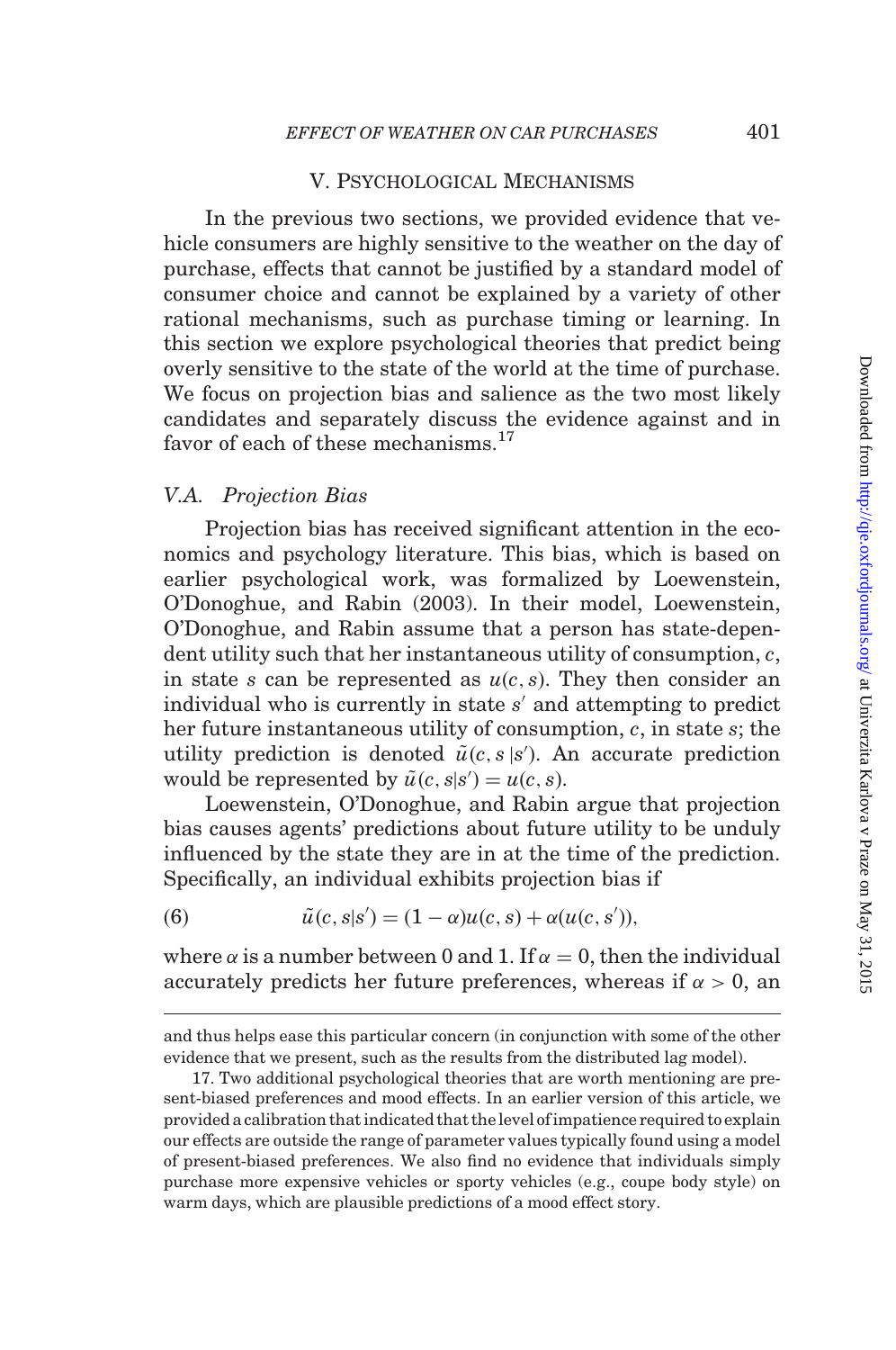## V. Psychological Mechanisms

In the previous two sections, we provided evidence that vehicle consumers are highly sensitive to the weather on the day of purchase, effects that cannot be justified by a standard model of consumer choice and cannot be explained by a variety of other rational mechanisms, such as purchase timing or learning. In this section we explore psychological theories that predict being overly sensitive to the state of the world at the time of purchase. We focus on projection bias and salience as the two most likely candidates and separately discuss the evidence against and in favor of each of these mechanisms.[17]

### V.A. Projection Bias

Projection bias has received significant attention in the economics and psychology literature. This bias, which is based on earlier psychological work, was formalized by Loewenstein, O'Donoghue, and Rabin (2003). In their model, Loewenstein, O'Donoghue, and Rabin assume that a person has state-dependent utility such that her instantaneous utility of consumption, $c$, in state $s$ can be represented as $u(c, s)$. They then consider an individual who is currently in state $s'$ and attempting to predict her future instantaneous utility of consumption, $c$, in state $s$; the utility prediction is denoted $\tilde{u}(c, s\,|s')$. An accurate prediction would be represented by $\tilde{u}(c, s|s') = u(c, s)$.

Loewenstein, O'Donoghue, and Rabin argue that projection bias causes agents' predictions about future utility to be unduly influenced by the state they are in at the time of the prediction. Specifically, an individual exhibits projection bias if

$$\tilde{u}(c, s|s') = (1 - \alpha)u(c, s) + \alpha(u(c, s')), \tag{6}$$

where $\alpha$ is a number between 0 and 1. If $\alpha = 0$, then the individual accurately predicts her future preferences, whereas if $\alpha > 0$, an

---

and thus helps ease this particular concern (in conjunction with some of the other evidence that we present, such as the results from the distributed lag model).

17. Two additional psychological theories that are worth mentioning are present-biased preferences and mood effects. In an earlier version of this article, we provided a calibration that indicated that the level of impatience required to explain our effects are outside the range of parameter values typically found using a model of present-biased preferences. We also find no evidence that individuals simply purchase more expensive vehicles or sporty vehicles (e.g., coupe body style) on warm days, which are plausible predictions of a mood effect story.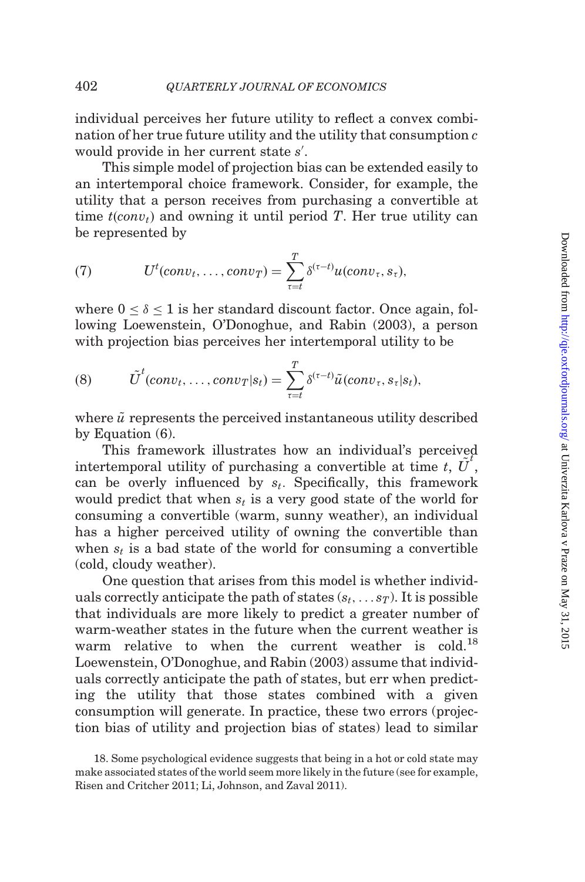individual perceives her future utility to reflect a convex combination of her true future utility and the utility that consumption $c$ would provide in her current state $s'$.

This simple model of projection bias can be extended easily to an intertemporal choice framework. Consider, for example, the utility that a person receives from purchasing a convertible at time $t(conv_t)$ and owning it until period $T$. Her true utility can be represented by

$$U^t(conv_t, \ldots, conv_T) = \sum_{\tau=t}^{T} \delta^{(\tau-t)} u(conv_\tau, s_\tau), \tag{7}$$

where $0 \leq \delta \leq 1$ is her standard discount factor. Once again, following Loewenstein, O'Donoghue, and Rabin (2003), a person with projection bias perceives her intertemporal utility to be

$$\tilde{U}^t(conv_t, \ldots, conv_T | s_t) = \sum_{\tau=t}^{T} \delta^{(\tau-t)} \tilde{u}(conv_\tau, s_\tau | s_t), \tag{8}$$

where $\tilde{u}$ represents the perceived instantaneous utility described by Equation (6).

This framework illustrates how an individual's perceived intertemporal utility of purchasing a convertible at time $t$, $\tilde{U}^t$, can be overly influenced by $s_t$. Specifically, this framework would predict that when $s_t$ is a very good state of the world for consuming a convertible (warm, sunny weather), an individual has a higher perceived utility of owning the convertible than when $s_t$ is a bad state of the world for consuming a convertible (cold, cloudy weather).

One question that arises from this model is whether individuals correctly anticipate the path of states $(s_t, \ldots s_T)$. It is possible that individuals are more likely to predict a greater number of warm-weather states in the future when the current weather is warm relative to when the current weather is cold.[18] Loewenstein, O'Donoghue, and Rabin (2003) assume that individuals correctly anticipate the path of states, but err when predicting the utility that those states combined with a given consumption will generate. In practice, these two errors (projection bias of utility and projection bias of states) lead to similar

18. Some psychological evidence suggests that being in a hot or cold state may make associated states of the world seem more likely in the future (see for example, Risen and Critcher 2011; Li, Johnson, and Zaval 2011).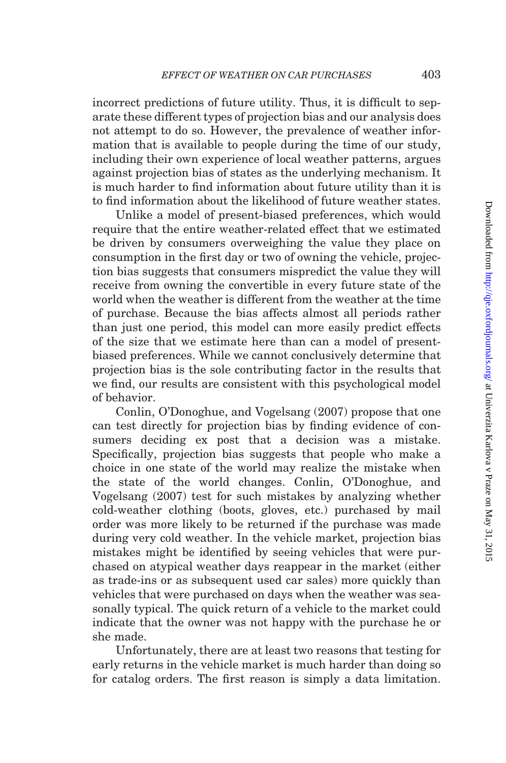incorrect predictions of future utility. Thus, it is difficult to separate these different types of projection bias and our analysis does not attempt to do so. However, the prevalence of weather information that is available to people during the time of our study, including their own experience of local weather patterns, argues against projection bias of states as the underlying mechanism. It is much harder to find information about future utility than it is to find information about the likelihood of future weather states.

Unlike a model of present-biased preferences, which would require that the entire weather-related effect that we estimated be driven by consumers overweighing the value they place on consumption in the first day or two of owning the vehicle, projection bias suggests that consumers mispredict the value they will receive from owning the convertible in every future state of the world when the weather is different from the weather at the time of purchase. Because the bias affects almost all periods rather than just one period, this model can more easily predict effects of the size that we estimate here than can a model of present-biased preferences. While we cannot conclusively determine that projection bias is the sole contributing factor in the results that we find, our results are consistent with this psychological model of behavior.

Conlin, O'Donoghue, and Vogelsang (2007) propose that one can test directly for projection bias by finding evidence of consumers deciding ex post that a decision was a mistake. Specifically, projection bias suggests that people who make a choice in one state of the world may realize the mistake when the state of the world changes. Conlin, O'Donoghue, and Vogelsang (2007) test for such mistakes by analyzing whether cold-weather clothing (boots, gloves, etc.) purchased by mail order was more likely to be returned if the purchase was made during very cold weather. In the vehicle market, projection bias mistakes might be identified by seeing vehicles that were purchased on atypical weather days reappear in the market (either as trade-ins or as subsequent used car sales) more quickly than vehicles that were purchased on days when the weather was seasonally typical. The quick return of a vehicle to the market could indicate that the owner was not happy with the purchase he or she made.

Unfortunately, there are at least two reasons that testing for early returns in the vehicle market is much harder than doing so for catalog orders. The first reason is simply a data limitation.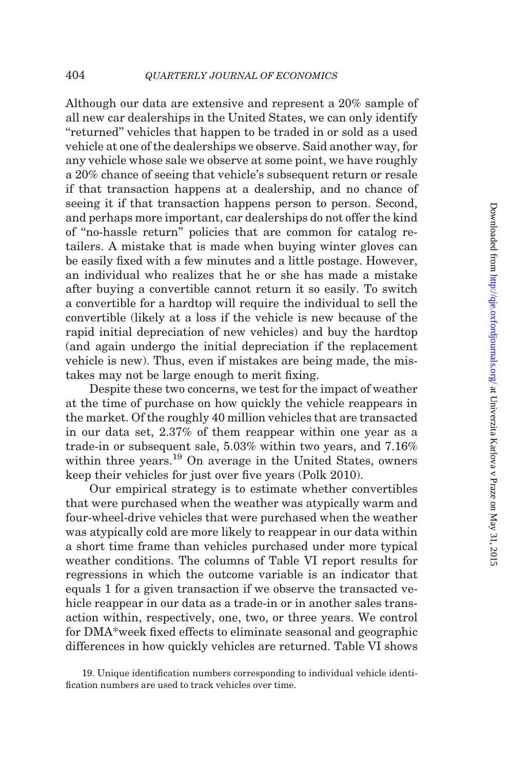Although our data are extensive and represent a 20% sample of all new car dealerships in the United States, we can only identify "returned" vehicles that happen to be traded in or sold as a used vehicle at one of the dealerships we observe. Said another way, for any vehicle whose sale we observe at some point, we have roughly a 20% chance of seeing that vehicle's subsequent return or resale if that transaction happens at a dealership, and no chance of seeing it if that transaction happens person to person. Second, and perhaps more important, car dealerships do not offer the kind of "no-hassle return" policies that are common for catalog retailers. A mistake that is made when buying winter gloves can be easily fixed with a few minutes and a little postage. However, an individual who realizes that he or she has made a mistake after buying a convertible cannot return it so easily. To switch a convertible for a hardtop will require the individual to sell the convertible (likely at a loss if the vehicle is new because of the rapid initial depreciation of new vehicles) and buy the hardtop (and again undergo the initial depreciation if the replacement vehicle is new). Thus, even if mistakes are being made, the mistakes may not be large enough to merit fixing.

Despite these two concerns, we test for the impact of weather at the time of purchase on how quickly the vehicle reappears in the market. Of the roughly 40 million vehicles that are transacted in our data set, 2.37% of them reappear within one year as a trade-in or subsequent sale, 5.03% within two years, and 7.16% within three years.[19] On average in the United States, owners keep their vehicles for just over five years (Polk 2010).

Our empirical strategy is to estimate whether convertibles that were purchased when the weather was atypically warm and four-wheel-drive vehicles that were purchased when the weather was atypically cold are more likely to reappear in our data within a short time frame than vehicles purchased under more typical weather conditions. The columns of Table VI report results for regressions in which the outcome variable is an indicator that equals 1 for a given transaction if we observe the transacted vehicle reappear in our data as a trade-in or in another sales transaction within, respectively, one, two, or three years. We control for DMA*week fixed effects to eliminate seasonal and geographic differences in how quickly vehicles are returned. Table VI shows

19. Unique identification numbers corresponding to individual vehicle identification numbers are used to track vehicles over time.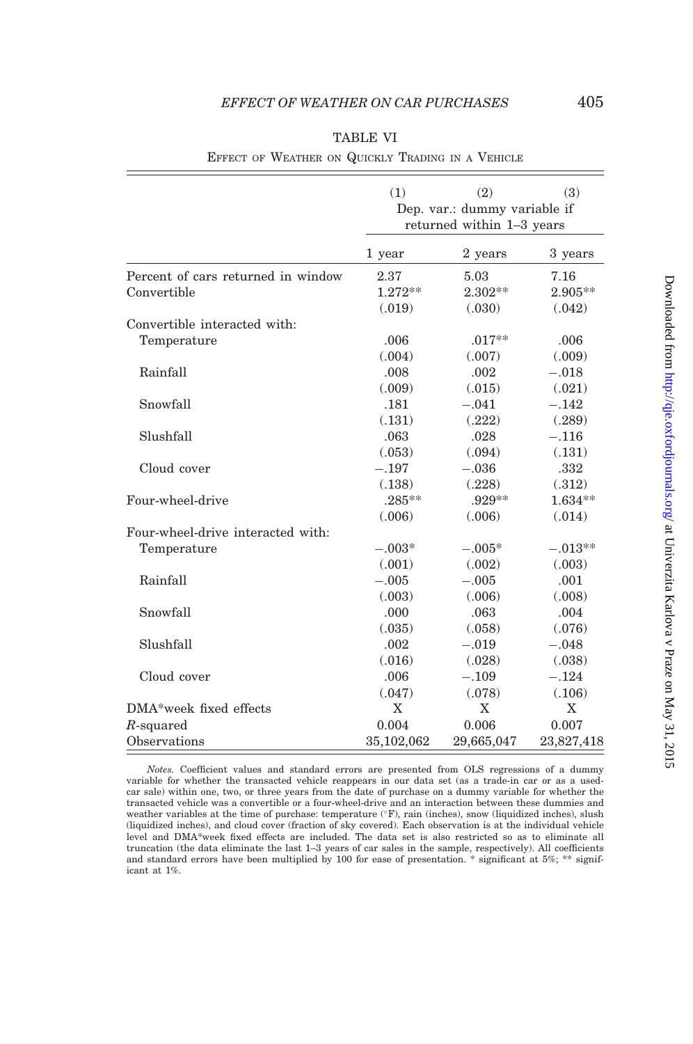TABLE VI

EFFECT OF WEATHER ON QUICKLY TRADING IN A VEHICLE

| | (1) | (2) | (3) |
|---|---|---|---|
| | Dep. var.: dummy variable if returned within 1–3 years | | |
| | 1 year | 2 years | 3 years |
| Percent of cars returned in window | 2.37 | 5.03 | 7.16 |
| Convertible | 1.272** | 2.302** | 2.905** |
| | (.019) | (.030) | (.042) |
| Convertible interacted with: | | | |
| Temperature | .006 | .017** | .006 |
| | (.004) | (.007) | (.009) |
| Rainfall | .008 | .002 | −.018 |
| | (.009) | (.015) | (.021) |
| Snowfall | .181 | −.041 | −.142 |
| | (.131) | (.222) | (.289) |
| Slushfall | .063 | .028 | −.116 |
| | (.053) | (.094) | (.131) |
| Cloud cover | −.197 | −.036 | .332 |
| | (.138) | (.228) | (.312) |
| Four-wheel-drive | .285** | .929** | 1.634** |
| | (.006) | (.006) | (.014) |
| Four-wheel-drive interacted with: | | | |
| Temperature | −.003* | −.005* | −.013** |
| | (.001) | (.002) | (.003) |
| Rainfall | −.005 | −.005 | .001 |
| | (.003) | (.006) | (.008) |
| Snowfall | .000 | .063 | .004 |
| | (.035) | (.058) | (.076) |
| Slushfall | .002 | −.019 | −.048 |
| | (.016) | (.028) | (.038) |
| Cloud cover | .006 | −.109 | −.124 |
| | (.047) | (.078) | (.106) |
| DMA*week fixed effects | X | X | X |
| $R$-squared | 0.004 | 0.006 | 0.007 |
| Observations | 35,102,062 | 29,665,047 | 23,827,418 |

*Notes.* Coefficient values and standard errors are presented from OLS regressions of a dummy variable for whether the transacted vehicle reappears in our data set (as a trade-in car or as a used-car sale) within one, two, or three years from the date of purchase on a dummy variable for whether the transacted vehicle was a convertible or a four-wheel-drive and an interaction between these dummies and weather variables at the time of purchase: temperature (°F), rain (inches), snow (liquidized inches), slush (liquidized inches), and cloud cover (fraction of sky covered). Each observation is at the individual vehicle level and DMA*week fixed effects are included. The data set is also restricted so as to eliminate all truncation (the data eliminate the last 1–3 years of car sales in the sample, respectively). All coefficients and standard errors have been multiplied by 100 for ease of presentation. * significant at 5%; ** significant at 1%.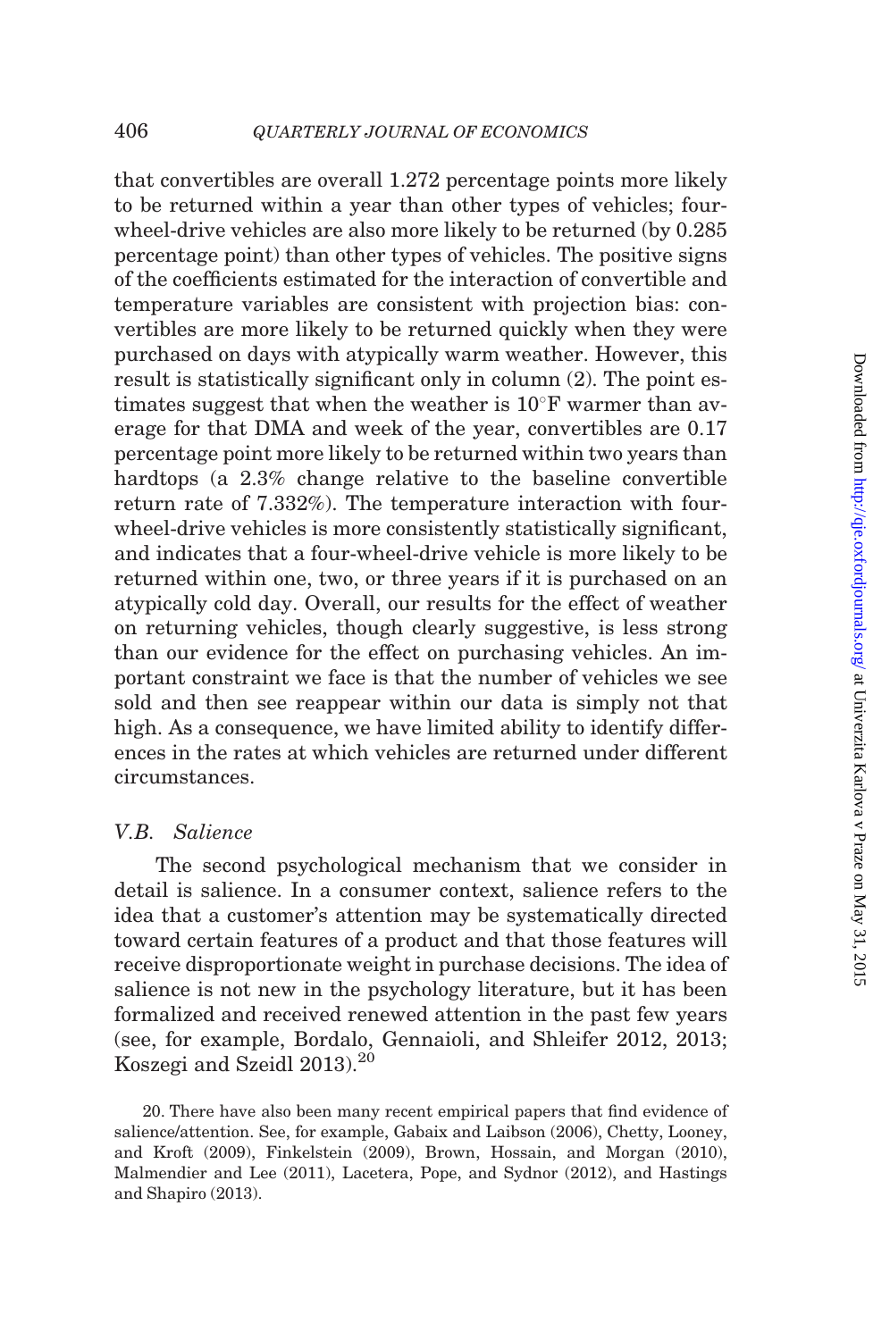that convertibles are overall 1.272 percentage points more likely to be returned within a year than other types of vehicles; four-wheel-drive vehicles are also more likely to be returned (by 0.285 percentage point) than other types of vehicles. The positive signs of the coefficients estimated for the interaction of convertible and temperature variables are consistent with projection bias: convertibles are more likely to be returned quickly when they were purchased on days with atypically warm weather. However, this result is statistically significant only in column (2). The point estimates suggest that when the weather is 10°F warmer than average for that DMA and week of the year, convertibles are 0.17 percentage point more likely to be returned within two years than hardtops (a 2.3% change relative to the baseline convertible return rate of 7.332%). The temperature interaction with four-wheel-drive vehicles is more consistently statistically significant, and indicates that a four-wheel-drive vehicle is more likely to be returned within one, two, or three years if it is purchased on an atypically cold day. Overall, our results for the effect of weather on returning vehicles, though clearly suggestive, is less strong than our evidence for the effect on purchasing vehicles. An important constraint we face is that the number of vehicles we see sold and then see reappear within our data is simply not that high. As a consequence, we have limited ability to identify differences in the rates at which vehicles are returned under different circumstances.

### *V.B. Salience*

The second psychological mechanism that we consider in detail is salience. In a consumer context, salience refers to the idea that a customer's attention may be systematically directed toward certain features of a product and that those features will receive disproportionate weight in purchase decisions. The idea of salience is not new in the psychology literature, but it has been formalized and received renewed attention in the past few years (see, for example, Bordalo, Gennaioli, and Shleifer 2012, 2013; Koszegi and Szeidl 2013).[20]

20. There have also been many recent empirical papers that find evidence of salience/attention. See, for example, Gabaix and Laibson (2006), Chetty, Looney, and Kroft (2009), Finkelstein (2009), Brown, Hossain, and Morgan (2010), Malmendier and Lee (2011), Lacetera, Pope, and Sydnor (2012), and Hastings and Shapiro (2013).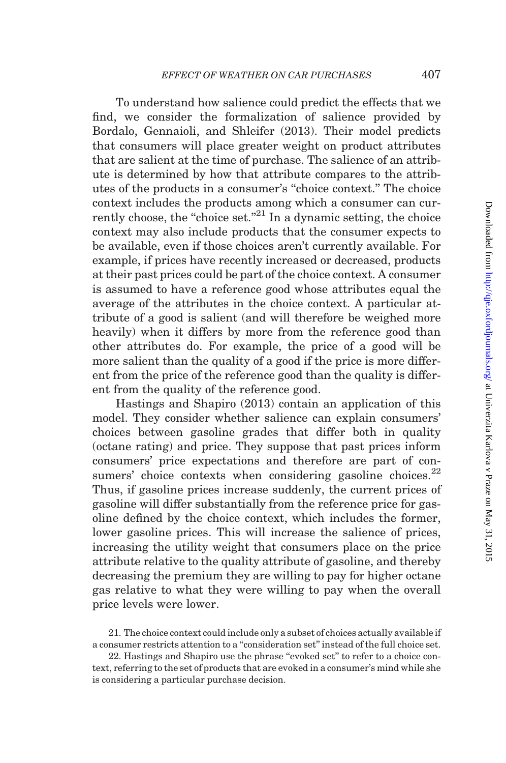To understand how salience could predict the effects that we find, we consider the formalization of salience provided by Bordalo, Gennaioli, and Shleifer (2013). Their model predicts that consumers will place greater weight on product attributes that are salient at the time of purchase. The salience of an attribute is determined by how that attribute compares to the attributes of the products in a consumer's "choice context." The choice context includes the products among which a consumer can currently choose, the "choice set."[21] In a dynamic setting, the choice context may also include products that the consumer expects to be available, even if those choices aren't currently available. For example, if prices have recently increased or decreased, products at their past prices could be part of the choice context. A consumer is assumed to have a reference good whose attributes equal the average of the attributes in the choice context. A particular attribute of a good is salient (and will therefore be weighed more heavily) when it differs by more from the reference good than other attributes do. For example, the price of a good will be more salient than the quality of a good if the price is more different from the price of the reference good than the quality is different from the quality of the reference good.

Hastings and Shapiro (2013) contain an application of this model. They consider whether salience can explain consumers' choices between gasoline grades that differ both in quality (octane rating) and price. They suppose that past prices inform consumers' price expectations and therefore are part of consumers' choice contexts when considering gasoline choices.[22] Thus, if gasoline prices increase suddenly, the current prices of gasoline will differ substantially from the reference price for gasoline defined by the choice context, which includes the former, lower gasoline prices. This will increase the salience of prices, increasing the utility weight that consumers place on the price attribute relative to the quality attribute of gasoline, and thereby decreasing the premium they are willing to pay for higher octane gas relative to what they were willing to pay when the overall price levels were lower.

21. The choice context could include only a subset of choices actually available if a consumer restricts attention to a "consideration set" instead of the full choice set.

22. Hastings and Shapiro use the phrase "evoked set" to refer to a choice context, referring to the set of products that are evoked in a consumer's mind while she is considering a particular purchase decision.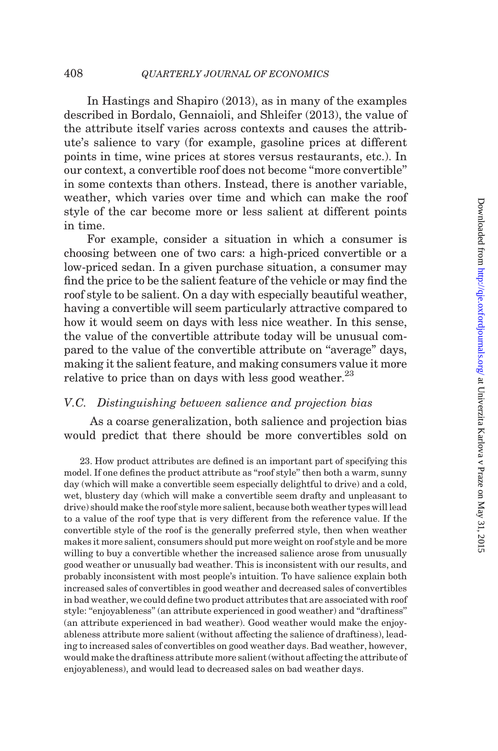In Hastings and Shapiro (2013), as in many of the examples described in Bordalo, Gennaioli, and Shleifer (2013), the value of the attribute itself varies across contexts and causes the attribute's salience to vary (for example, gasoline prices at different points in time, wine prices at stores versus restaurants, etc.). In our context, a convertible roof does not become "more convertible" in some contexts than others. Instead, there is another variable, weather, which varies over time and which can make the roof style of the car become more or less salient at different points in time.

For example, consider a situation in which a consumer is choosing between one of two cars: a high-priced convertible or a low-priced sedan. In a given purchase situation, a consumer may find the price to be the salient feature of the vehicle or may find the roof style to be salient. On a day with especially beautiful weather, having a convertible will seem particularly attractive compared to how it would seem on days with less nice weather. In this sense, the value of the convertible attribute today will be unusual compared to the value of the convertible attribute on "average" days, making it the salient feature, and making consumers value it more relative to price than on days with less good weather.[23]

### V.C. *Distinguishing between salience and projection bias*

As a coarse generalization, both salience and projection bias would predict that there should be more convertibles sold on

23. How product attributes are defined is an important part of specifying this model. If one defines the product attribute as "roof style" then both a warm, sunny day (which will make a convertible seem especially delightful to drive) and a cold, wet, blustery day (which will make a convertible seem drafty and unpleasant to drive) should make the roof style more salient, because both weather types will lead to a value of the roof type that is very different from the reference value. If the convertible style of the roof is the generally preferred style, then when weather makes it more salient, consumers should put more weight on roof style and be more willing to buy a convertible whether the increased salience arose from unusually good weather or unusually bad weather. This is inconsistent with our results, and probably inconsistent with most people's intuition. To have salience explain both increased sales of convertibles in good weather and decreased sales of convertibles in bad weather, we could define two product attributes that are associated with roof style: "enjoyableness" (an attribute experienced in good weather) and "draftiness" (an attribute experienced in bad weather). Good weather would make the enjoyableness attribute more salient (without affecting the salience of draftiness), leading to increased sales of convertibles on good weather days. Bad weather, however, would make the draftiness attribute more salient (without affecting the attribute of enjoyableness), and would lead to decreased sales on bad weather days.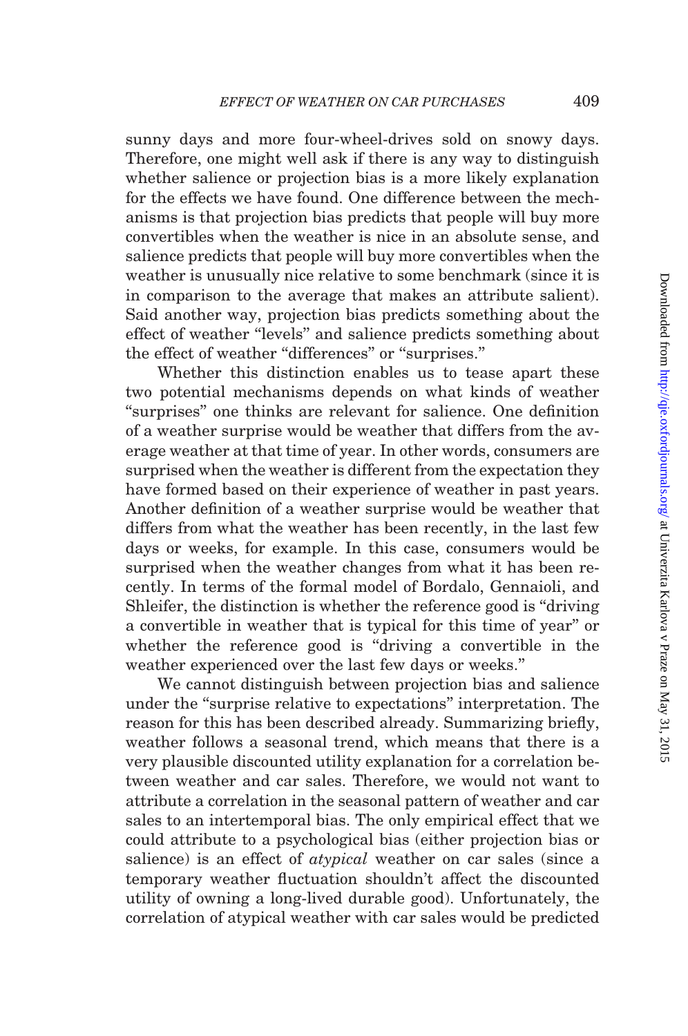sunny days and more four-wheel-drives sold on snowy days. Therefore, one might well ask if there is any way to distinguish whether salience or projection bias is a more likely explanation for the effects we have found. One difference between the mechanisms is that projection bias predicts that people will buy more convertibles when the weather is nice in an absolute sense, and salience predicts that people will buy more convertibles when the weather is unusually nice relative to some benchmark (since it is in comparison to the average that makes an attribute salient). Said another way, projection bias predicts something about the effect of weather "levels" and salience predicts something about the effect of weather "differences" or "surprises."

Whether this distinction enables us to tease apart these two potential mechanisms depends on what kinds of weather "surprises" one thinks are relevant for salience. One definition of a weather surprise would be weather that differs from the average weather at that time of year. In other words, consumers are surprised when the weather is different from the expectation they have formed based on their experience of weather in past years. Another definition of a weather surprise would be weather that differs from what the weather has been recently, in the last few days or weeks, for example. In this case, consumers would be surprised when the weather changes from what it has been recently. In terms of the formal model of Bordalo, Gennaioli, and Shleifer, the distinction is whether the reference good is "driving a convertible in weather that is typical for this time of year" or whether the reference good is "driving a convertible in the weather experienced over the last few days or weeks."

We cannot distinguish between projection bias and salience under the "surprise relative to expectations" interpretation. The reason for this has been described already. Summarizing briefly, weather follows a seasonal trend, which means that there is a very plausible discounted utility explanation for a correlation between weather and car sales. Therefore, we would not want to attribute a correlation in the seasonal pattern of weather and car sales to an intertemporal bias. The only empirical effect that we could attribute to a psychological bias (either projection bias or salience) is an effect of *atypical* weather on car sales (since a temporary weather fluctuation shouldn't affect the discounted utility of owning a long-lived durable good). Unfortunately, the correlation of atypical weather with car sales would be predicted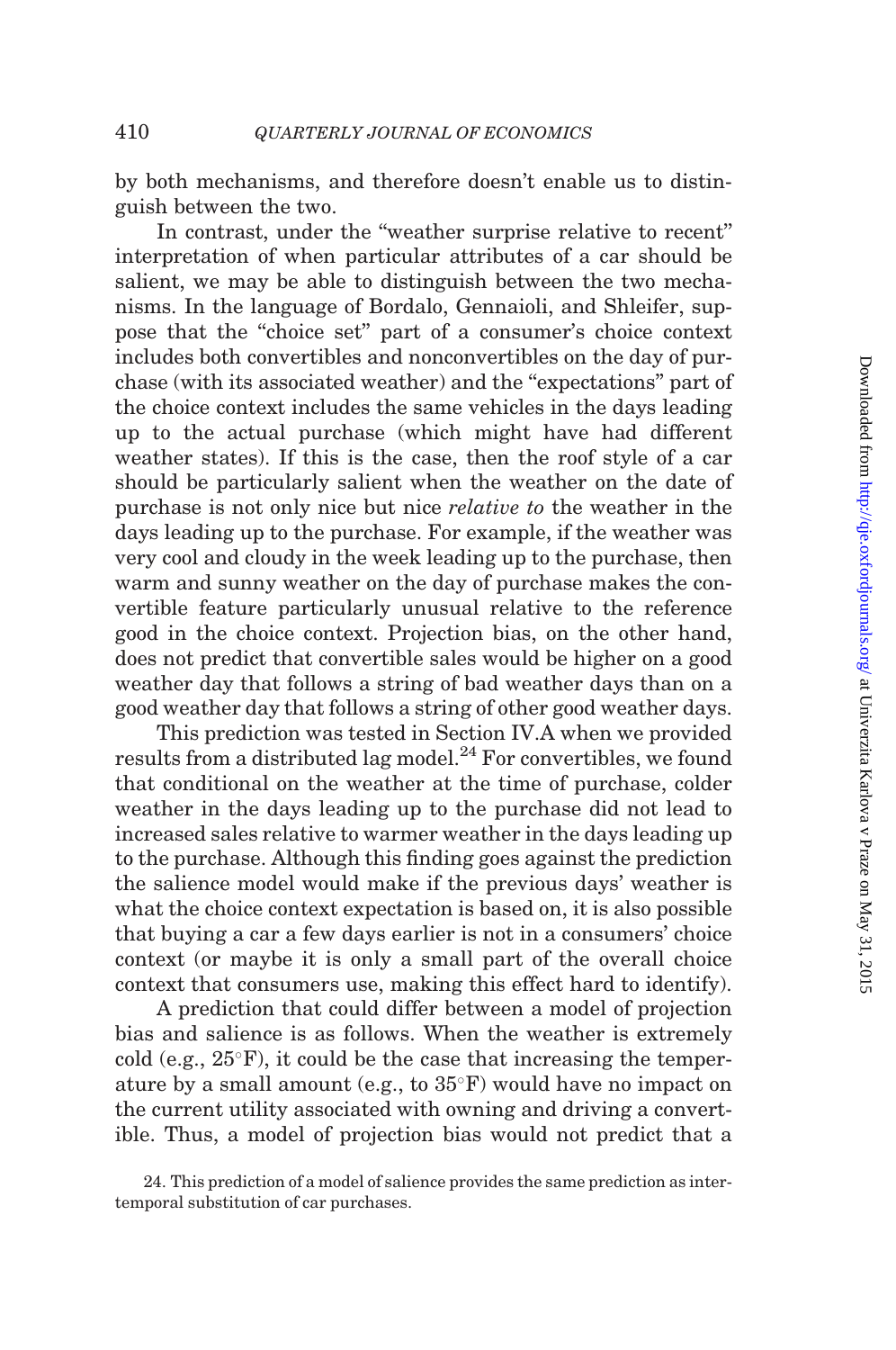by both mechanisms, and therefore doesn't enable us to distinguish between the two.

In contrast, under the "weather surprise relative to recent" interpretation of when particular attributes of a car should be salient, we may be able to distinguish between the two mechanisms. In the language of Bordalo, Gennaioli, and Shleifer, suppose that the "choice set" part of a consumer's choice context includes both convertibles and nonconvertibles on the day of purchase (with its associated weather) and the "expectations" part of the choice context includes the same vehicles in the days leading up to the actual purchase (which might have had different weather states). If this is the case, then the roof style of a car should be particularly salient when the weather on the date of purchase is not only nice but nice *relative to* the weather in the days leading up to the purchase. For example, if the weather was very cool and cloudy in the week leading up to the purchase, then warm and sunny weather on the day of purchase makes the convertible feature particularly unusual relative to the reference good in the choice context. Projection bias, on the other hand, does not predict that convertible sales would be higher on a good weather day that follows a string of bad weather days than on a good weather day that follows a string of other good weather days.

This prediction was tested in Section IV.A when we provided results from a distributed lag model.[24] For convertibles, we found that conditional on the weather at the time of purchase, colder weather in the days leading up to the purchase did not lead to increased sales relative to warmer weather in the days leading up to the purchase. Although this finding goes against the prediction the salience model would make if the previous days' weather is what the choice context expectation is based on, it is also possible that buying a car a few days earlier is not in a consumers' choice context (or maybe it is only a small part of the overall choice context that consumers use, making this effect hard to identify).

A prediction that could differ between a model of projection bias and salience is as follows. When the weather is extremely cold (e.g., 25°F), it could be the case that increasing the temperature by a small amount (e.g., to 35°F) would have no impact on the current utility associated with owning and driving a convertible. Thus, a model of projection bias would not predict that a

24. This prediction of a model of salience provides the same prediction as intertemporal substitution of car purchases.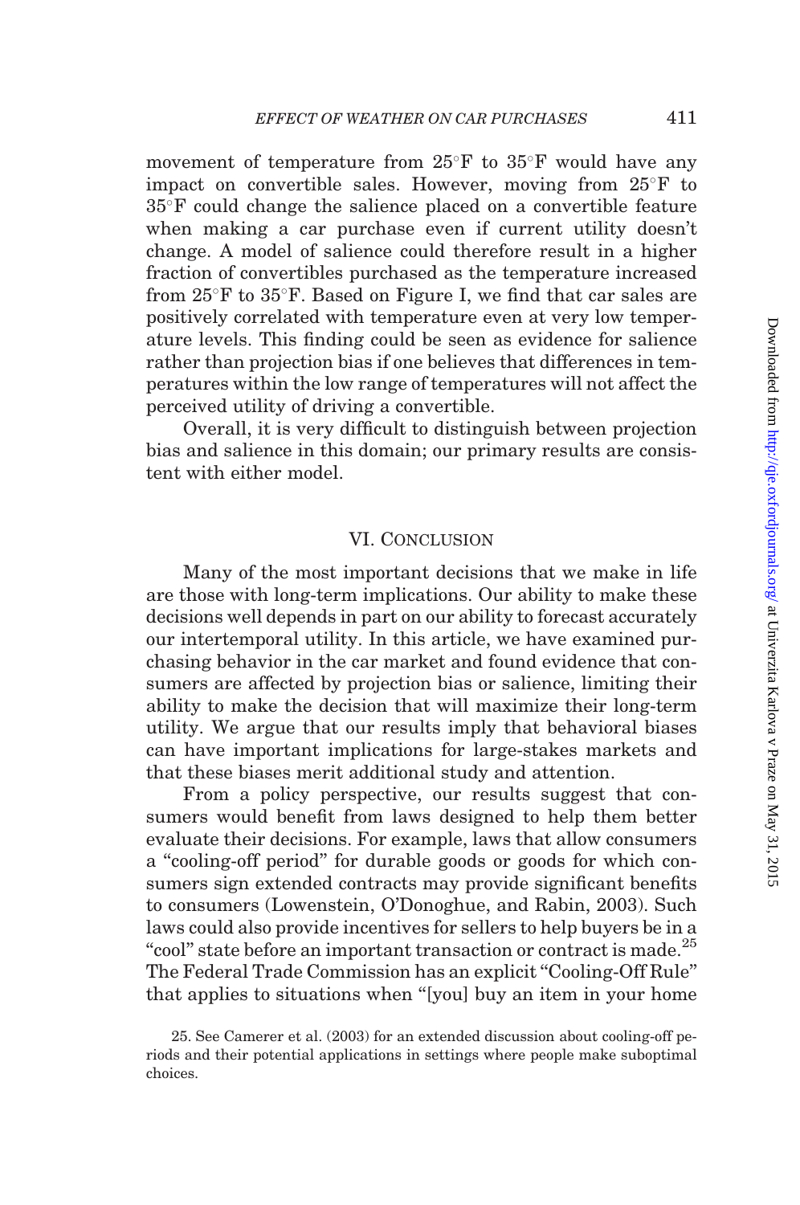movement of temperature from 25°F to 35°F would have any impact on convertible sales. However, moving from 25°F to 35°F could change the salience placed on a convertible feature when making a car purchase even if current utility doesn't change. A model of salience could therefore result in a higher fraction of convertibles purchased as the temperature increased from 25°F to 35°F. Based on Figure I, we find that car sales are positively correlated with temperature even at very low temperature levels. This finding could be seen as evidence for salience rather than projection bias if one believes that differences in temperatures within the low range of temperatures will not affect the perceived utility of driving a convertible.

Overall, it is very difficult to distinguish between projection bias and salience in this domain; our primary results are consistent with either model.

## VI. Conclusion

Many of the most important decisions that we make in life are those with long-term implications. Our ability to make these decisions well depends in part on our ability to forecast accurately our intertemporal utility. In this article, we have examined purchasing behavior in the car market and found evidence that consumers are affected by projection bias or salience, limiting their ability to make the decision that will maximize their long-term utility. We argue that our results imply that behavioral biases can have important implications for large-stakes markets and that these biases merit additional study and attention.

From a policy perspective, our results suggest that consumers would benefit from laws designed to help them better evaluate their decisions. For example, laws that allow consumers a "cooling-off period" for durable goods or goods for which consumers sign extended contracts may provide significant benefits to consumers (Lowenstein, O'Donoghue, and Rabin, 2003). Such laws could also provide incentives for sellers to help buyers be in a "cool" state before an important transaction or contract is made.[25] The Federal Trade Commission has an explicit "Cooling-Off Rule" that applies to situations when "[you] buy an item in your home

25. See Camerer et al. (2003) for an extended discussion about cooling-off periods and their potential applications in settings where people make suboptimal choices.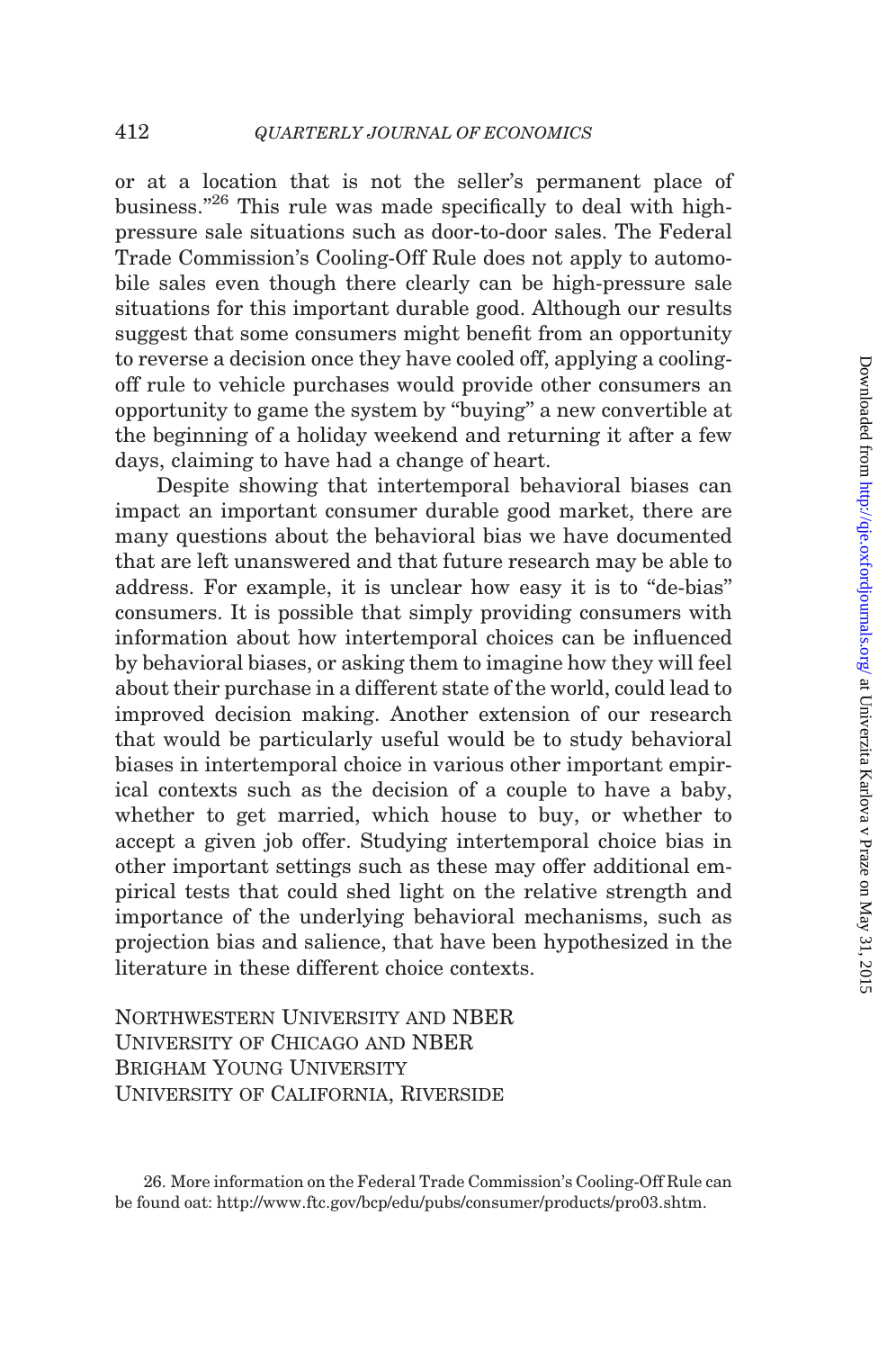or at a location that is not the seller's permanent place of business."[26] This rule was made specifically to deal with high-pressure sale situations such as door-to-door sales. The Federal Trade Commission's Cooling-Off Rule does not apply to automobile sales even though there clearly can be high-pressure sale situations for this important durable good. Although our results suggest that some consumers might benefit from an opportunity to reverse a decision once they have cooled off, applying a cooling-off rule to vehicle purchases would provide other consumers an opportunity to game the system by "buying" a new convertible at the beginning of a holiday weekend and returning it after a few days, claiming to have had a change of heart.

Despite showing that intertemporal behavioral biases can impact an important consumer durable good market, there are many questions about the behavioral bias we have documented that are left unanswered and that future research may be able to address. For example, it is unclear how easy it is to "de-bias" consumers. It is possible that simply providing consumers with information about how intertemporal choices can be influenced by behavioral biases, or asking them to imagine how they will feel about their purchase in a different state of the world, could lead to improved decision making. Another extension of our research that would be particularly useful would be to study behavioral biases in intertemporal choice in various other important empirical contexts such as the decision of a couple to have a baby, whether to get married, which house to buy, or whether to accept a given job offer. Studying intertemporal choice bias in other important settings such as these may offer additional empirical tests that could shed light on the relative strength and importance of the underlying behavioral mechanisms, such as projection bias and salience, that have been hypothesized in the literature in these different choice contexts.

Northwestern University and NBER
University of Chicago and NBER
Brigham Young University
University of California, Riverside

26. More information on the Federal Trade Commission's Cooling-Off Rule can be found oat: http://www.ftc.gov/bcp/edu/pubs/consumer/products/pro03.shtm.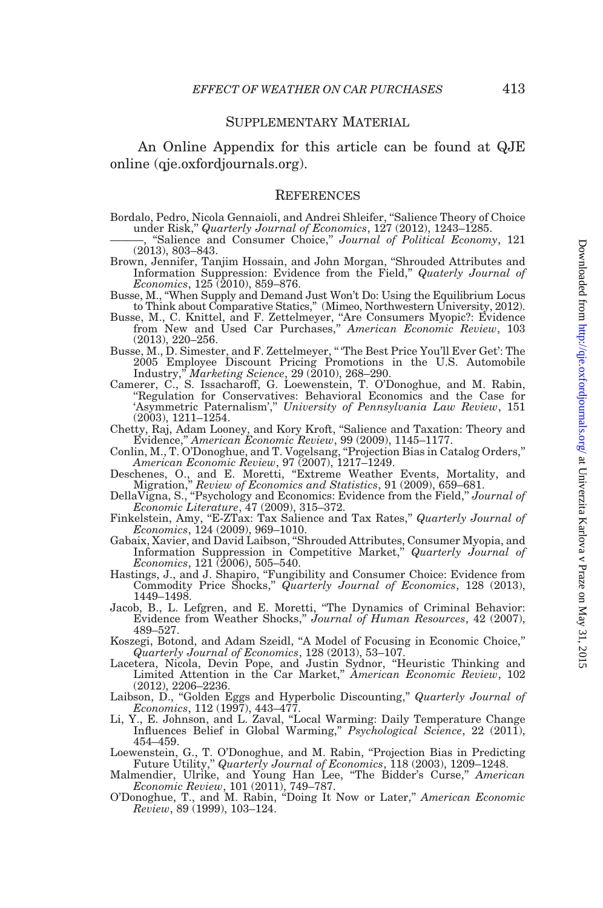## Supplementary Material

An Online Appendix for this article can be found at QJE online (qje.oxfordjournals.org).

## References

Bordalo, Pedro, Nicola Gennaioli, and Andrei Shleifer, "Salience Theory of Choice under Risk," *Quarterly Journal of Economics*, 127 (2012), 1243–1285.

———, "Salience and Consumer Choice," *Journal of Political Economy*, 121 (2013), 803–843.

Brown, Jennifer, Tanjim Hossain, and John Morgan, "Shrouded Attributes and Information Suppression: Evidence from the Field," *Quaterly Journal of Economics*, 125 (2010), 859–876.

Busse, M., "When Supply and Demand Just Won't Do: Using the Equilibrium Locus to Think about Comparative Statics," (Mimeo, Northwestern University, 2012).

Busse, M., C. Knittel, and F. Zettelmeyer, "Are Consumers Myopic?: Evidence from New and Used Car Purchases," *American Economic Review*, 103 (2013), 220–256.

Busse, M., D. Simester, and F. Zettelmeyer, "'The Best Price You'll Ever Get': The 2005 Employee Discount Pricing Promotions in the U.S. Automobile Industry," *Marketing Science*, 29 (2010), 268–290.

Camerer, C., S. Issacharoff, G. Loewenstein, T. O'Donoghue, and M. Rabin, "Regulation for Conservatives: Behavioral Economics and the Case for 'Asymmetric Paternalism'," *University of Pennsylvania Law Review*, 151 (2003), 1211–1254.

Chetty, Raj, Adam Looney, and Kory Kroft, "Salience and Taxation: Theory and Evidence," *American Economic Review*, 99 (2009), 1145–1177.

Conlin, M., T. O'Donoghue, and T. Vogelsang, "Projection Bias in Catalog Orders," *American Economic Review*, 97 (2007), 1217–1249.

Deschenes, O., and E. Moretti, "Extreme Weather Events, Mortality, and Migration," *Review of Economics and Statistics*, 91 (2009), 659–681.

DellaVigna, S., "Psychology and Economics: Evidence from the Field," *Journal of Economic Literature*, 47 (2009), 315–372.

Finkelstein, Amy, "E-ZTax: Tax Salience and Tax Rates," *Quarterly Journal of Economics*, 124 (2009), 969–1010.

Gabaix, Xavier, and David Laibson, "Shrouded Attributes, Consumer Myopia, and Information Suppression in Competitive Market," *Quarterly Journal of Economics*, 121 (2006), 505–540.

Hastings, J., and J. Shapiro, "Fungibility and Consumer Choice: Evidence from Commodity Price Shocks," *Quarterly Journal of Economics*, 128 (2013), 1449–1498.

Jacob, B., L. Lefgren, and E. Moretti, "The Dynamics of Criminal Behavior: Evidence from Weather Shocks," *Journal of Human Resources*, 42 (2007), 489–527.

Koszegi, Botond, and Adam Szeidl, "A Model of Focusing in Economic Choice," *Quarterly Journal of Economics*, 128 (2013), 53–107.

Lacetera, Nicola, Devin Pope, and Justin Sydnor, "Heuristic Thinking and Limited Attention in the Car Market," *American Economic Review*, 102 (2012), 2206–2236.

Laibson, D., "Golden Eggs and Hyperbolic Discounting," *Quarterly Journal of Economics*, 112 (1997), 443–477.

Li, Y., E. Johnson, and L. Zaval, "Local Warming: Daily Temperature Change Influences Belief in Global Warming," *Psychological Science*, 22 (2011), 454–459.

Loewenstein, G., T. O'Donoghue, and M. Rabin, "Projection Bias in Predicting Future Utility," *Quarterly Journal of Economics*, 118 (2003), 1209–1248.

Malmendier, Ulrike, and Young Han Lee, "The Bidder's Curse," *American Economic Review*, 101 (2011), 749–787.

O'Donoghue, T., and M. Rabin, "Doing It Now or Later," *American Economic Review*, 89 (1999), 103–124.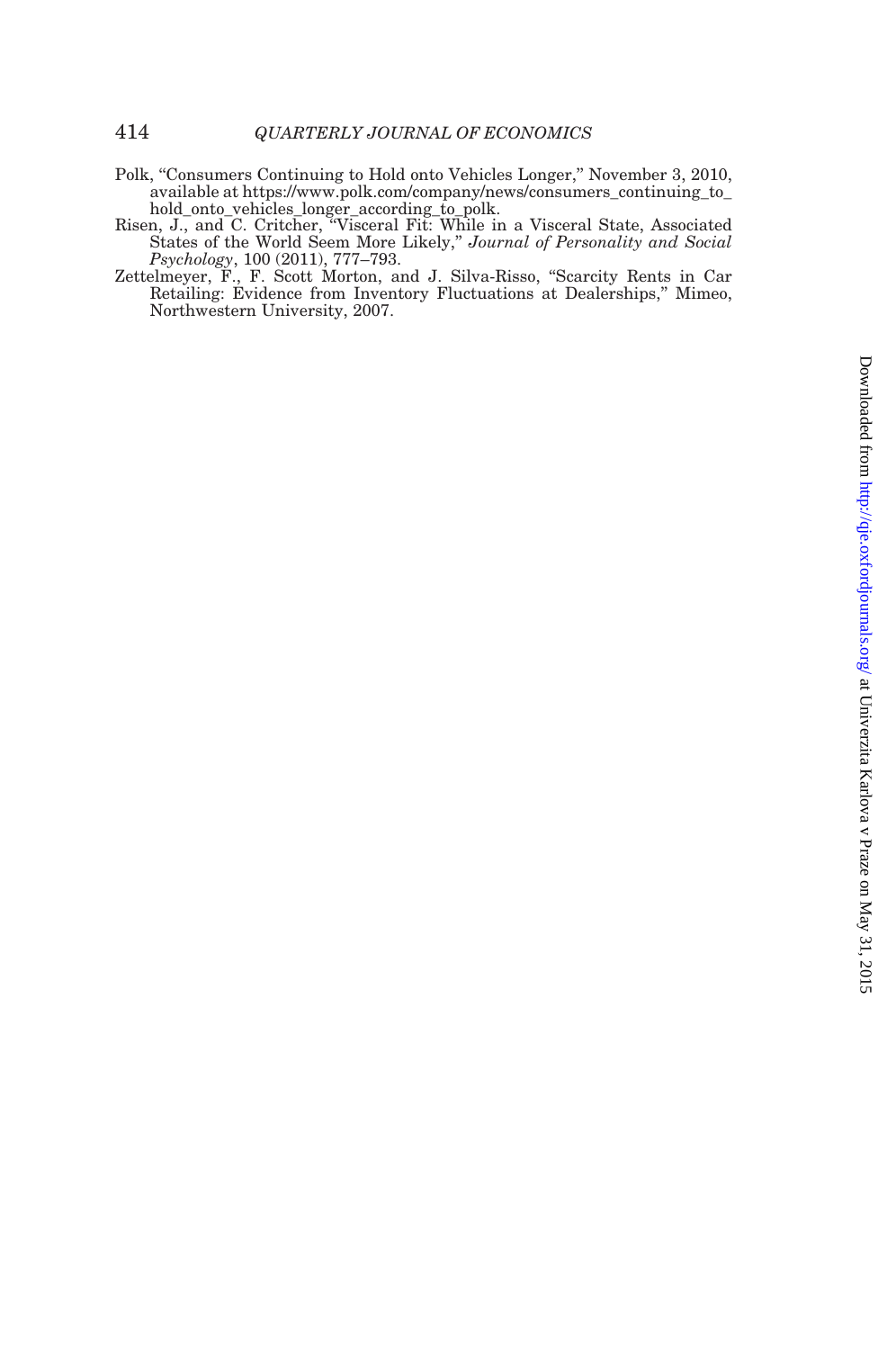Polk, "Consumers Continuing to Hold onto Vehicles Longer," November 3, 2010, available at https://www.polk.com/company/news/consumers_continuing_to_hold_onto_vehicles_longer_according_to_polk.

Risen, J., and C. Critcher, "Visceral Fit: While in a Visceral State, Associated States of the World Seem More Likely," *Journal of Personality and Social Psychology*, 100 (2011), 777–793.

Zettelmeyer, F., F. Scott Morton, and J. Silva-Risso, "Scarcity Rents in Car Retailing: Evidence from Inventory Fluctuations at Dealerships," Mimeo, Northwestern University, 2007.